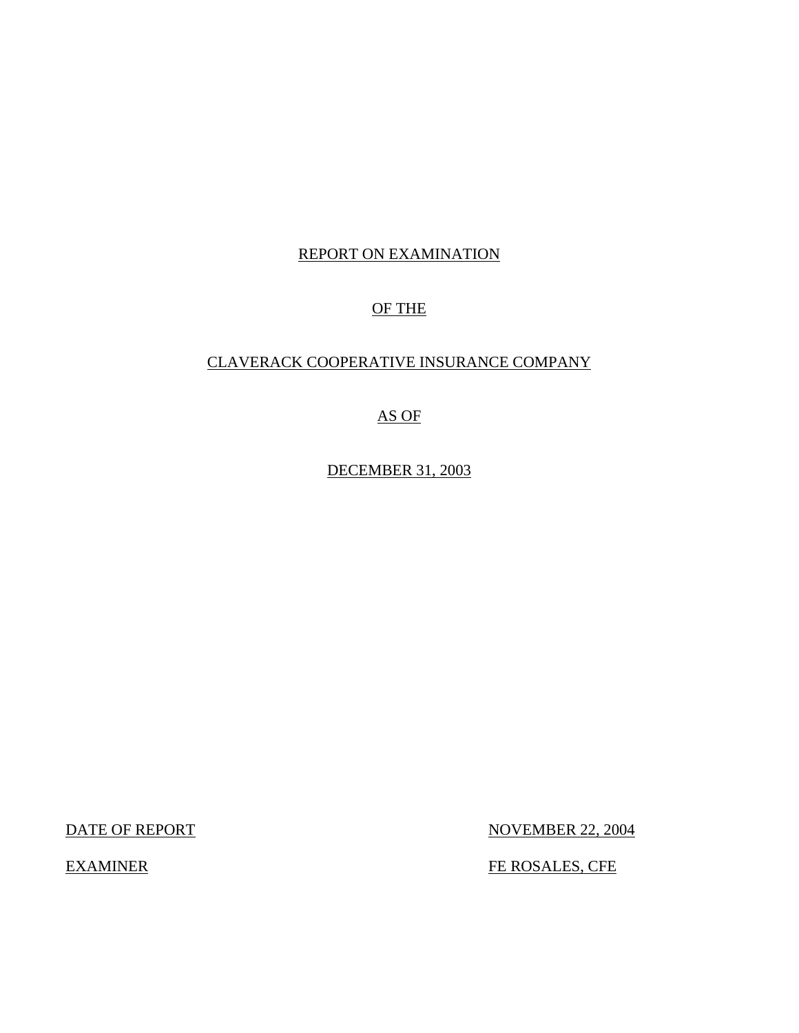# REPORT ON EXAMINATION

# OF THE

# CLAVERACK COOPERATIVE INSURANCE COMPANY

# AS OF

# DECEMBER 31, 2003

| DATE OF REPORT | NOVEMBER 22, 2004 |
|---|---|
| EXAMINER | FE ROSALES, CFE |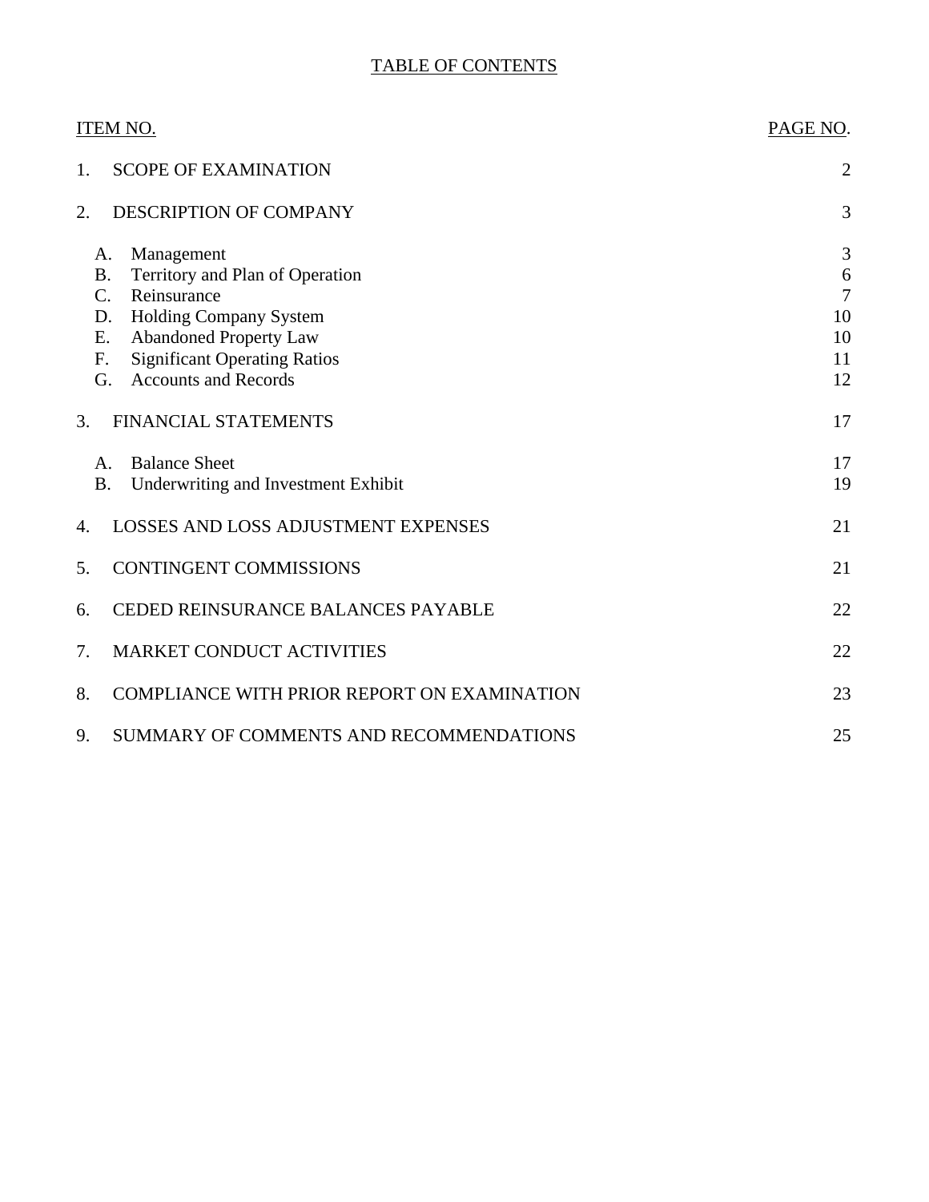# TABLE OF CONTENTS

| ITEM NO. | | PAGE NO. |
|---|---|---|
| 1. | SCOPE OF EXAMINATION | 2 |
| 2. | DESCRIPTION OF COMPANY | 3 |
| | A. Management | 3 |
| | B. Territory and Plan of Operation | 6 |
| | C. Reinsurance | 7 |
| | D. Holding Company System | 10 |
| | E. Abandoned Property Law | 10 |
| | F. Significant Operating Ratios | 11 |
| | G. Accounts and Records | 12 |
| 3. | FINANCIAL STATEMENTS | 17 |
| | A. Balance Sheet | 17 |
| | B. Underwriting and Investment Exhibit | 19 |
| 4. | LOSSES AND LOSS ADJUSTMENT EXPENSES | 21 |
| 5. | CONTINGENT COMMISSIONS | 21 |
| 6. | CEDED REINSURANCE BALANCES PAYABLE | 22 |
| 7. | MARKET CONDUCT ACTIVITIES | 22 |
| 8. | COMPLIANCE WITH PRIOR REPORT ON EXAMINATION | 23 |
| 9. | SUMMARY OF COMMENTS AND RECOMMENDATIONS | 25 |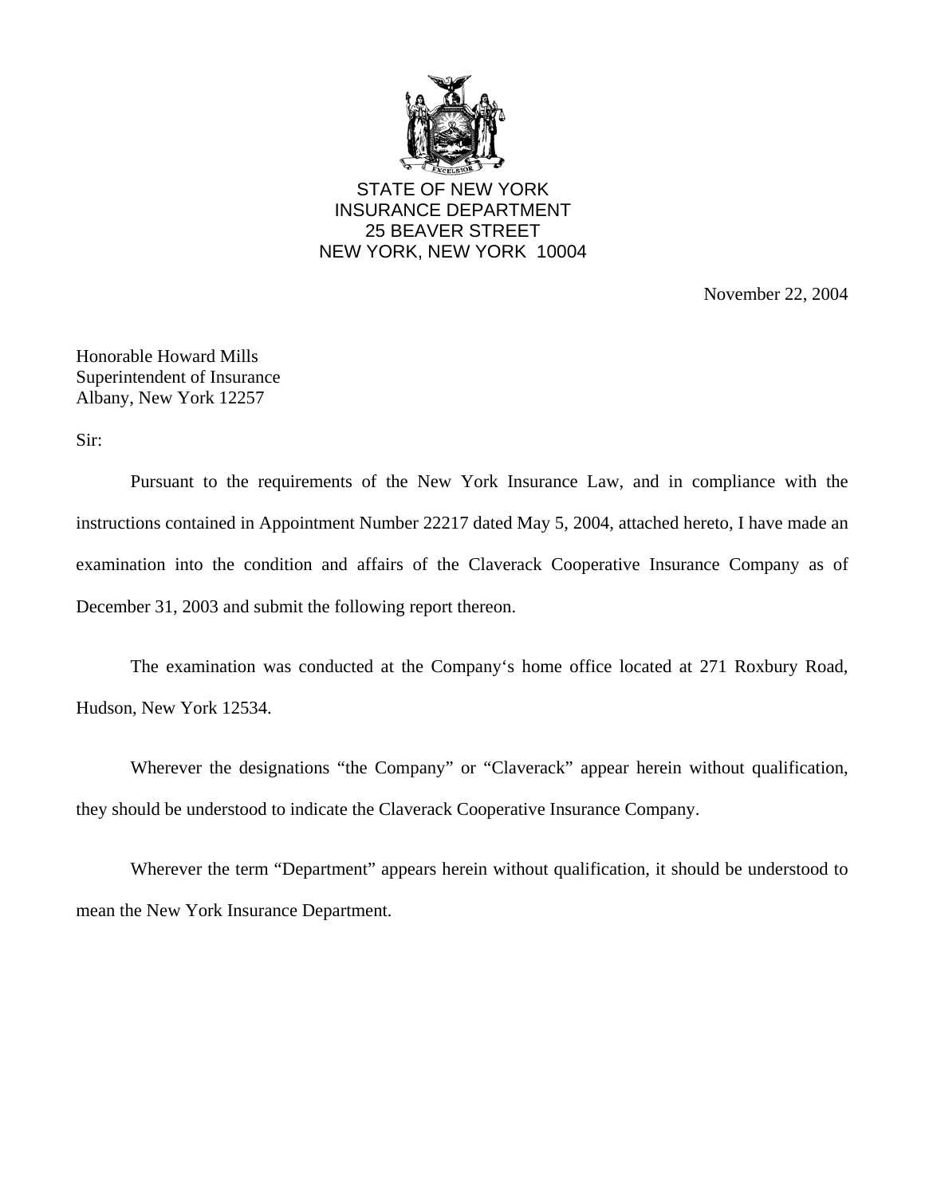STATE OF NEW YORK
INSURANCE DEPARTMENT
25 BEAVER STREET
NEW YORK, NEW YORK 10004

November 22, 2004

Honorable Howard Mills
Superintendent of Insurance
Albany, New York 12257

Sir:

Pursuant to the requirements of the New York Insurance Law, and in compliance with the instructions contained in Appointment Number 22217 dated May 5, 2004, attached hereto, I have made an examination into the condition and affairs of the Claverack Cooperative Insurance Company as of December 31, 2003 and submit the following report thereon.

The examination was conducted at the Company's home office located at 271 Roxbury Road, Hudson, New York 12534.

Wherever the designations "the Company" or "Claverack" appear herein without qualification, they should be understood to indicate the Claverack Cooperative Insurance Company.

Wherever the term "Department" appears herein without qualification, it should be understood to mean the New York Insurance Department.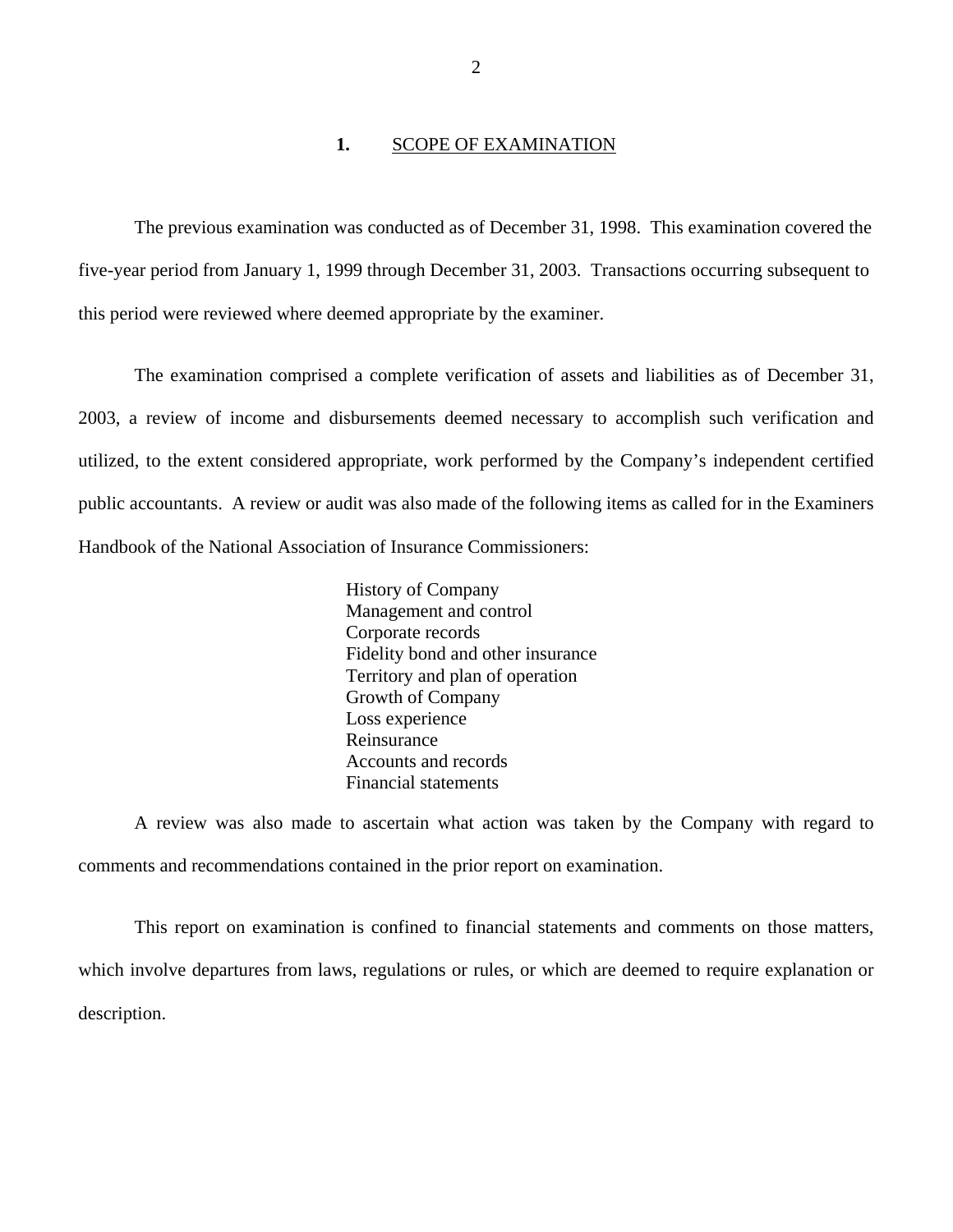## 1. SCOPE OF EXAMINATION

The previous examination was conducted as of December 31, 1998. This examination covered the five-year period from January 1, 1999 through December 31, 2003. Transactions occurring subsequent to this period were reviewed where deemed appropriate by the examiner.

The examination comprised a complete verification of assets and liabilities as of December 31, 2003, a review of income and disbursements deemed necessary to accomplish such verification and utilized, to the extent considered appropriate, work performed by the Company's independent certified public accountants. A review or audit was also made of the following items as called for in the Examiners Handbook of the National Association of Insurance Commissioners:

- History of Company
- Management and control
- Corporate records
- Fidelity bond and other insurance
- Territory and plan of operation
- Growth of Company
- Loss experience
- Reinsurance
- Accounts and records
- Financial statements

A review was also made to ascertain what action was taken by the Company with regard to comments and recommendations contained in the prior report on examination.

This report on examination is confined to financial statements and comments on those matters, which involve departures from laws, regulations or rules, or which are deemed to require explanation or description.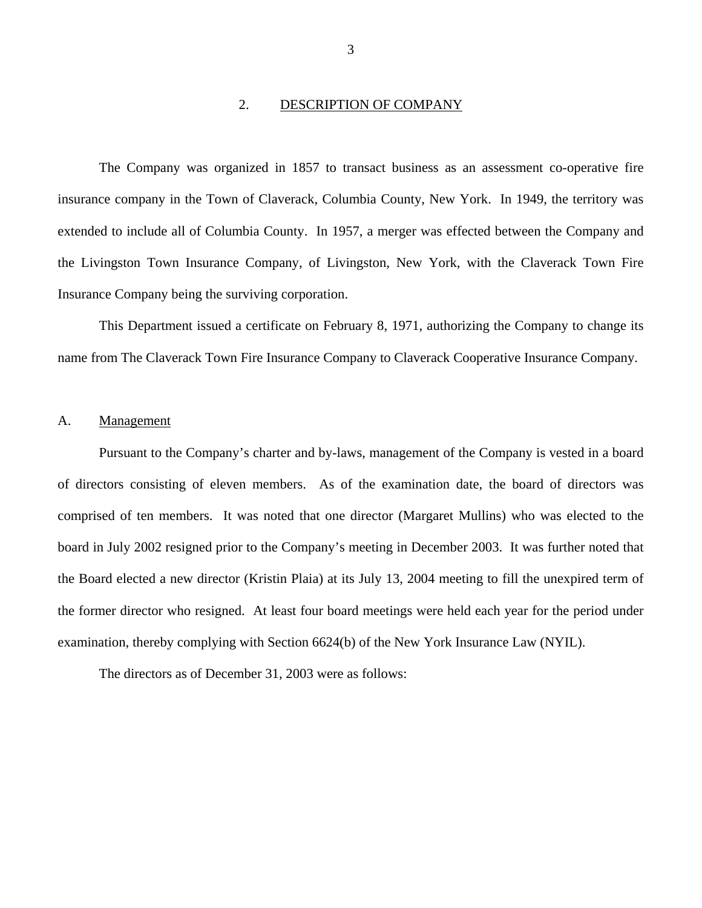## 2. DESCRIPTION OF COMPANY

The Company was organized in 1857 to transact business as an assessment co-operative fire insurance company in the Town of Claverack, Columbia County, New York. In 1949, the territory was extended to include all of Columbia County. In 1957, a merger was effected between the Company and the Livingston Town Insurance Company, of Livingston, New York, with the Claverack Town Fire Insurance Company being the surviving corporation.

This Department issued a certificate on February 8, 1971, authorizing the Company to change its name from The Claverack Town Fire Insurance Company to Claverack Cooperative Insurance Company.

### A. Management

Pursuant to the Company's charter and by-laws, management of the Company is vested in a board of directors consisting of eleven members. As of the examination date, the board of directors was comprised of ten members. It was noted that one director (Margaret Mullins) who was elected to the board in July 2002 resigned prior to the Company's meeting in December 2003. It was further noted that the Board elected a new director (Kristin Plaia) at its July 13, 2004 meeting to fill the unexpired term of the former director who resigned. At least four board meetings were held each year for the period under examination, thereby complying with Section 6624(b) of the New York Insurance Law (NYIL).

The directors as of December 31, 2003 were as follows: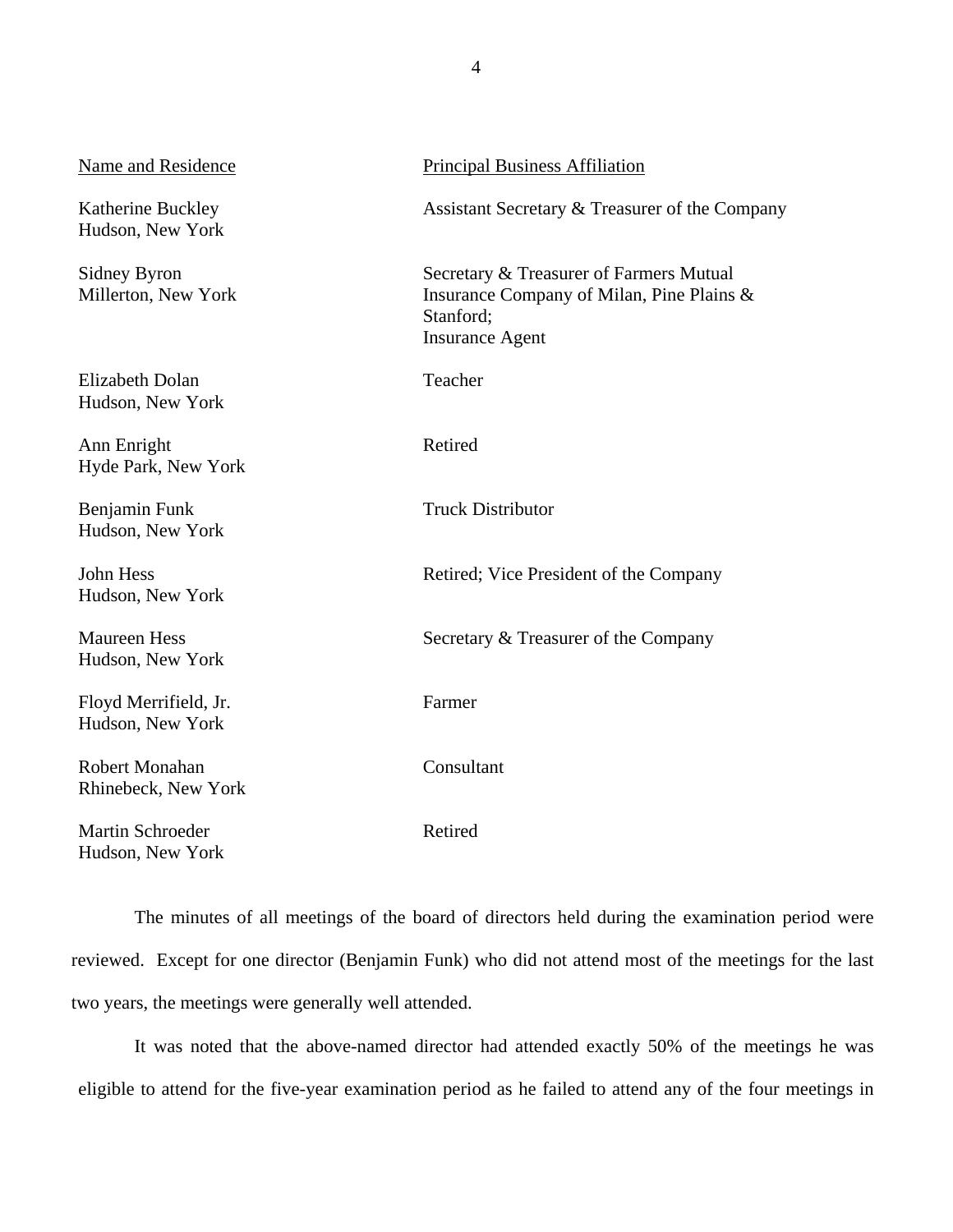| Name and Residence | Principal Business Affiliation |
|---|---|
| Katherine Buckley<br>Hudson, New York | Assistant Secretary & Treasurer of the Company |
| Sidney Byron<br>Millerton, New York | Secretary & Treasurer of Farmers Mutual Insurance Company of Milan, Pine Plains & Stanford;<br>Insurance Agent |
| Elizabeth Dolan<br>Hudson, New York | Teacher |
| Ann Enright<br>Hyde Park, New York | Retired |
| Benjamin Funk<br>Hudson, New York | Truck Distributor |
| John Hess<br>Hudson, New York | Retired; Vice President of the Company |
| Maureen Hess<br>Hudson, New York | Secretary & Treasurer of the Company |
| Floyd Merrifield, Jr.<br>Hudson, New York | Farmer |
| Robert Monahan<br>Rhinebeck, New York | Consultant |
| Martin Schroeder<br>Hudson, New York | Retired |

The minutes of all meetings of the board of directors held during the examination period were reviewed. Except for one director (Benjamin Funk) who did not attend most of the meetings for the last two years, the meetings were generally well attended.

It was noted that the above-named director had attended exactly 50% of the meetings he was eligible to attend for the five-year examination period as he failed to attend any of the four meetings in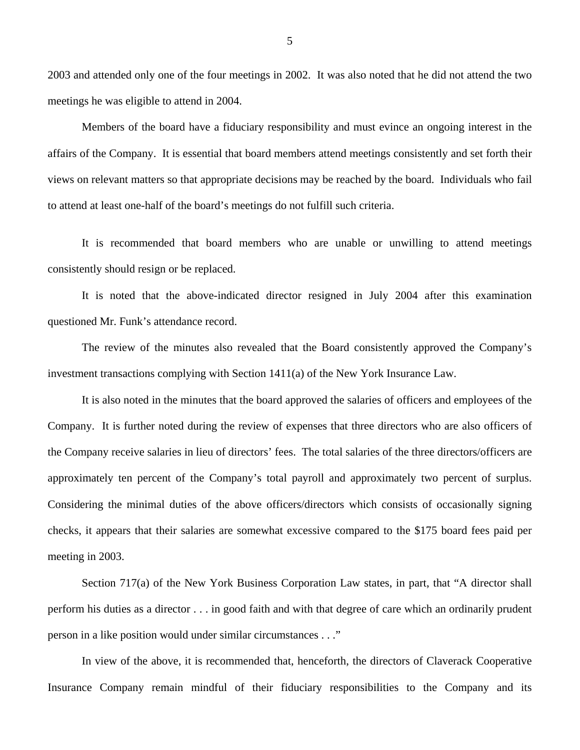2003 and attended only one of the four meetings in 2002. It was also noted that he did not attend the two meetings he was eligible to attend in 2004.

Members of the board have a fiduciary responsibility and must evince an ongoing interest in the affairs of the Company. It is essential that board members attend meetings consistently and set forth their views on relevant matters so that appropriate decisions may be reached by the board. Individuals who fail to attend at least one-half of the board's meetings do not fulfill such criteria.

It is recommended that board members who are unable or unwilling to attend meetings consistently should resign or be replaced.

It is noted that the above-indicated director resigned in July 2004 after this examination questioned Mr. Funk's attendance record.

The review of the minutes also revealed that the Board consistently approved the Company's investment transactions complying with Section 1411(a) of the New York Insurance Law.

It is also noted in the minutes that the board approved the salaries of officers and employees of the Company. It is further noted during the review of expenses that three directors who are also officers of the Company receive salaries in lieu of directors' fees. The total salaries of the three directors/officers are approximately ten percent of the Company's total payroll and approximately two percent of surplus. Considering the minimal duties of the above officers/directors which consists of occasionally signing checks, it appears that their salaries are somewhat excessive compared to the $175 board fees paid per meeting in 2003.

Section 717(a) of the New York Business Corporation Law states, in part, that "A director shall perform his duties as a director . . . in good faith and with that degree of care which an ordinarily prudent person in a like position would under similar circumstances . . ."

In view of the above, it is recommended that, henceforth, the directors of Claverack Cooperative Insurance Company remain mindful of their fiduciary responsibilities to the Company and its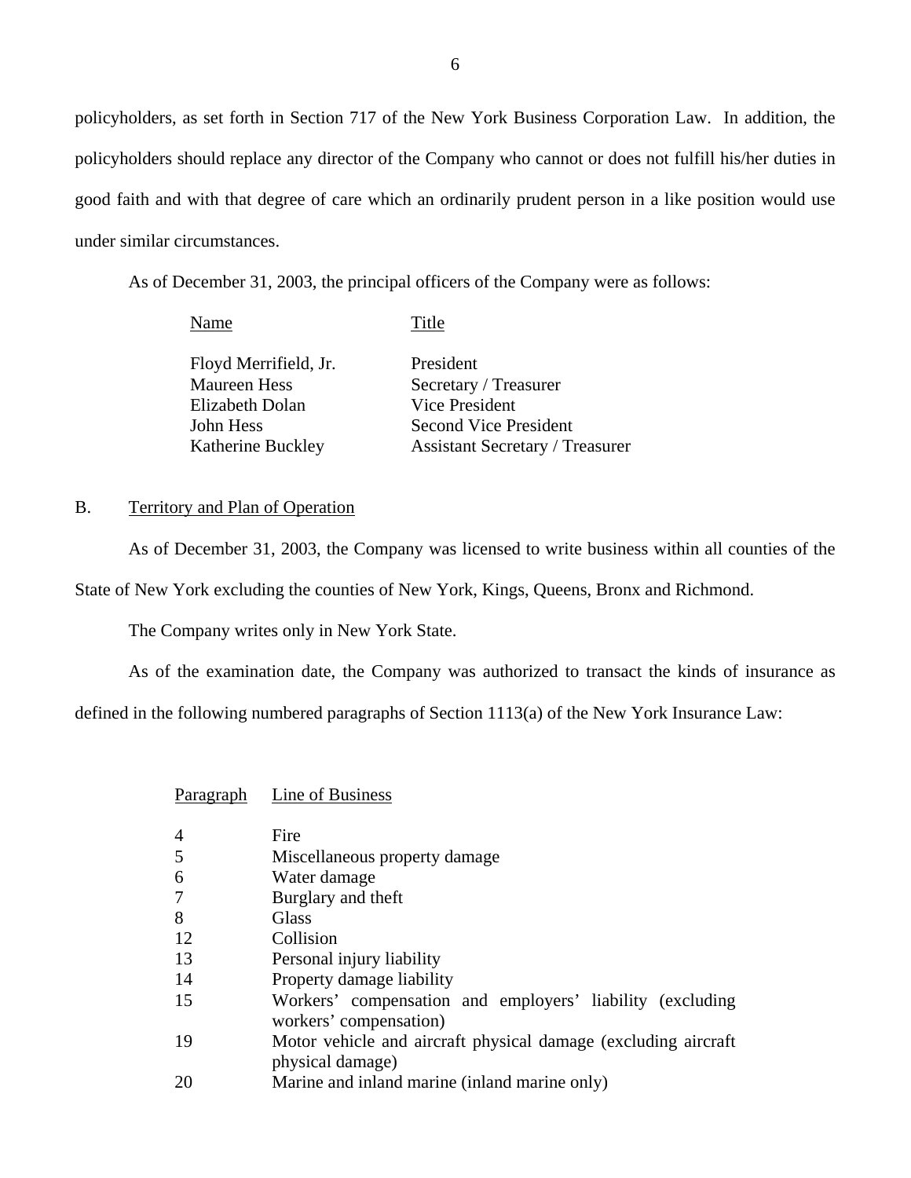policyholders, as set forth in Section 717 of the New York Business Corporation Law. In addition, the policyholders should replace any director of the Company who cannot or does not fulfill his/her duties in good faith and with that degree of care which an ordinarily prudent person in a like position would use under similar circumstances.

As of December 31, 2003, the principal officers of the Company were as follows:

| Name | Title |
|---|---|
| Floyd Merrifield, Jr. | President |
| Maureen Hess | Secretary / Treasurer |
| Elizabeth Dolan | Vice President |
| John Hess | Second Vice President |
| Katherine Buckley | Assistant Secretary / Treasurer |

B. Territory and Plan of Operation

As of December 31, 2003, the Company was licensed to write business within all counties of the State of New York excluding the counties of New York, Kings, Queens, Bronx and Richmond.

The Company writes only in New York State.

As of the examination date, the Company was authorized to transact the kinds of insurance as defined in the following numbered paragraphs of Section 1113(a) of the New York Insurance Law:

| Paragraph | Line of Business |
|---|---|
| 4 | Fire |
| 5 | Miscellaneous property damage |
| 6 | Water damage |
| 7 | Burglary and theft |
| 8 | Glass |
| 12 | Collision |
| 13 | Personal injury liability |
| 14 | Property damage liability |
| 15 | Workers' compensation and employers' liability (excluding workers' compensation) |
| 19 | Motor vehicle and aircraft physical damage (excluding aircraft physical damage) |
| 20 | Marine and inland marine (inland marine only) |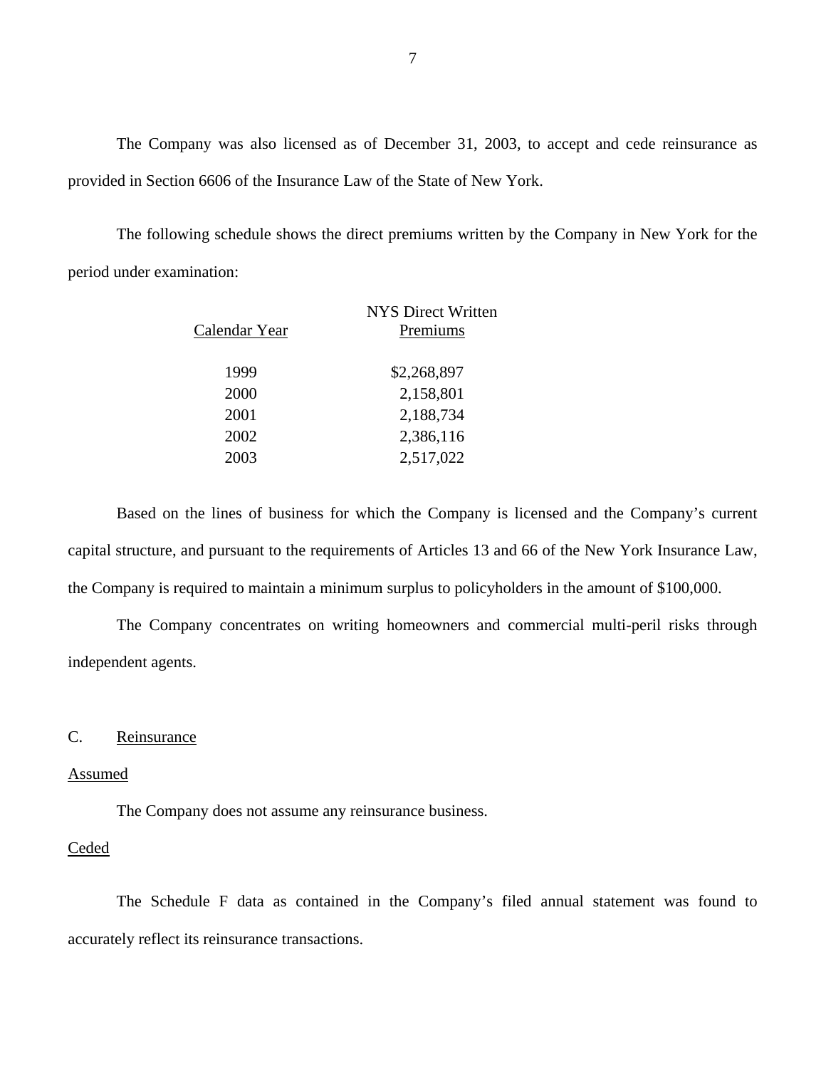The Company was also licensed as of December 31, 2003, to accept and cede reinsurance as provided in Section 6606 of the Insurance Law of the State of New York.

The following schedule shows the direct premiums written by the Company in New York for the period under examination:

| Calendar Year | NYS Direct Written Premiums |
|---|---|
| 1999 | $2,268,897 |
| 2000 | 2,158,801 |
| 2001 | 2,188,734 |
| 2002 | 2,386,116 |
| 2003 | 2,517,022 |

Based on the lines of business for which the Company is licensed and the Company's current capital structure, and pursuant to the requirements of Articles 13 and 66 of the New York Insurance Law, the Company is required to maintain a minimum surplus to policyholders in the amount of $100,000.

The Company concentrates on writing homeowners and commercial multi-peril risks through independent agents.

## C. Reinsurance

### Assumed

The Company does not assume any reinsurance business.

### Ceded

The Schedule F data as contained in the Company's filed annual statement was found to accurately reflect its reinsurance transactions.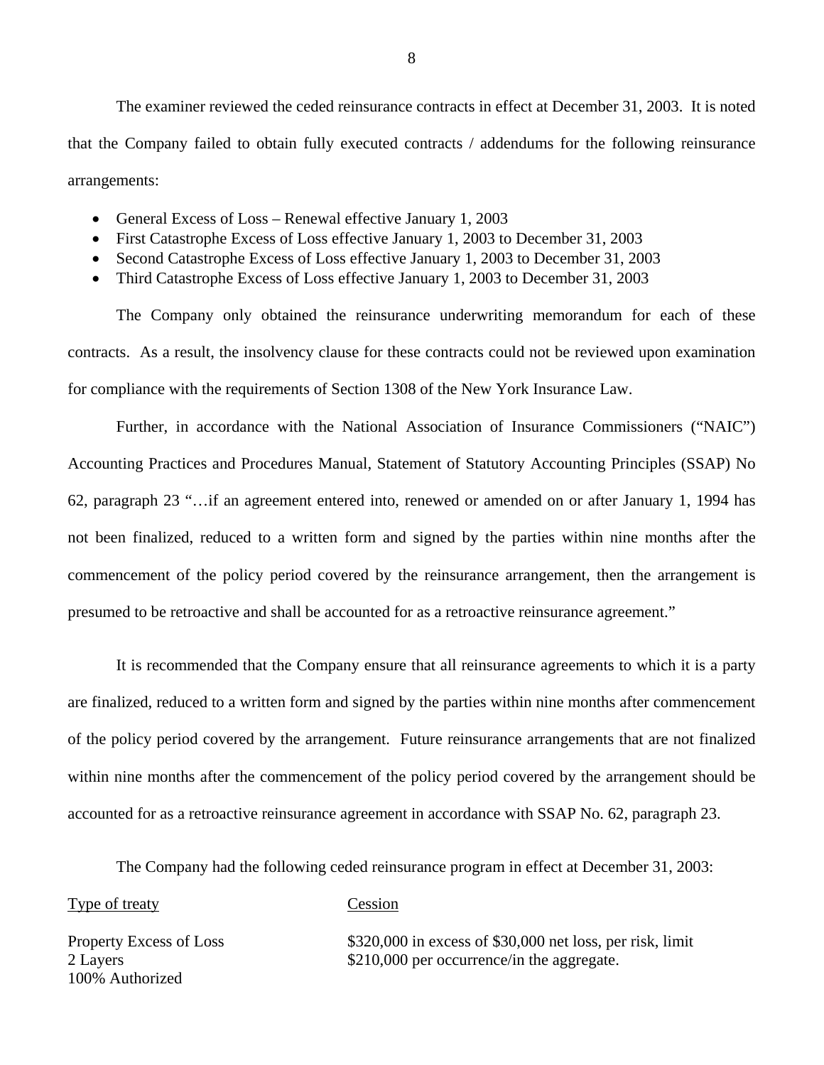The examiner reviewed the ceded reinsurance contracts in effect at December 31, 2003. It is noted that the Company failed to obtain fully executed contracts / addendums for the following reinsurance arrangements:

- General Excess of Loss – Renewal effective January 1, 2003
- First Catastrophe Excess of Loss effective January 1, 2003 to December 31, 2003
- Second Catastrophe Excess of Loss effective January 1, 2003 to December 31, 2003
- Third Catastrophe Excess of Loss effective January 1, 2003 to December 31, 2003

The Company only obtained the reinsurance underwriting memorandum for each of these contracts. As a result, the insolvency clause for these contracts could not be reviewed upon examination for compliance with the requirements of Section 1308 of the New York Insurance Law.

Further, in accordance with the National Association of Insurance Commissioners ("NAIC") Accounting Practices and Procedures Manual, Statement of Statutory Accounting Principles (SSAP) No 62, paragraph 23 "…if an agreement entered into, renewed or amended on or after January 1, 1994 has not been finalized, reduced to a written form and signed by the parties within nine months after the commencement of the policy period covered by the reinsurance arrangement, then the arrangement is presumed to be retroactive and shall be accounted for as a retroactive reinsurance agreement."

It is recommended that the Company ensure that all reinsurance agreements to which it is a party are finalized, reduced to a written form and signed by the parties within nine months after commencement of the policy period covered by the arrangement. Future reinsurance arrangements that are not finalized within nine months after the commencement of the policy period covered by the arrangement should be accounted for as a retroactive reinsurance agreement in accordance with SSAP No. 62, paragraph 23.

The Company had the following ceded reinsurance program in effect at December 31, 2003:

| Type of treaty | Cession |
|---|---|
| Property Excess of Loss<br>2 Layers<br>100% Authorized | \$320,000 in excess of \$30,000 net loss, per risk, limit \$210,000 per occurrence/in the aggregate. |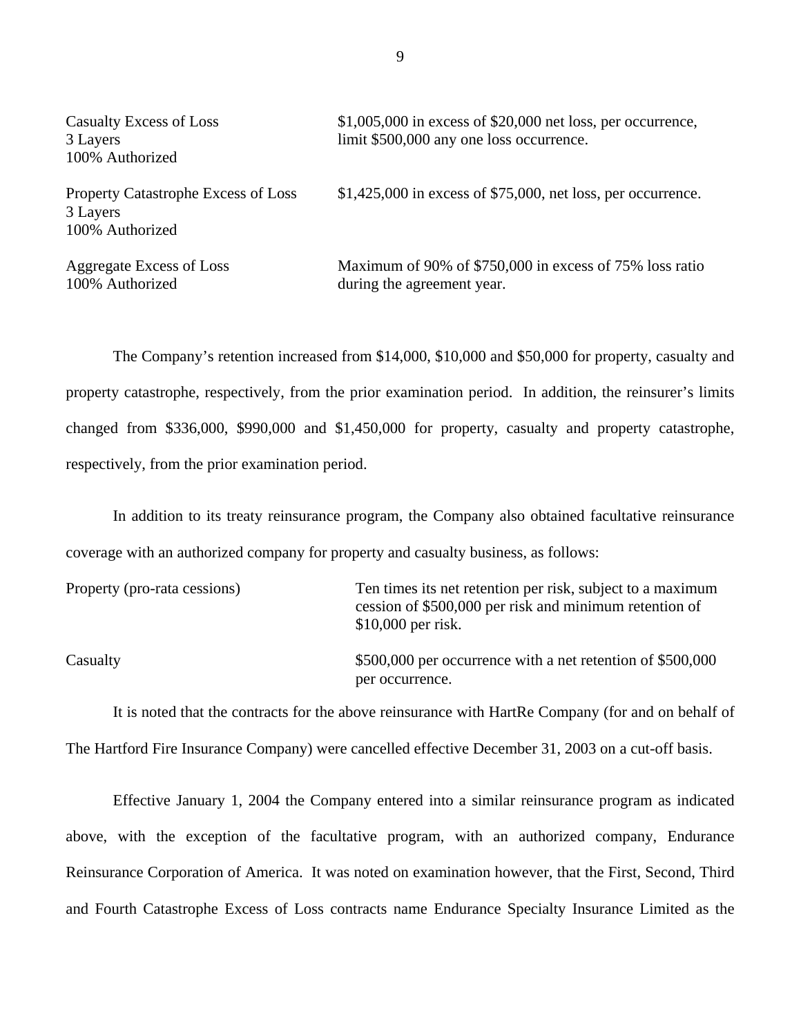| | |
|---|---|
| Casualty Excess of Loss<br>3 Layers<br>100% Authorized | $1,005,000 in excess of $20,000 net loss, per occurrence, limit $500,000 any one loss occurrence. |
| Property Catastrophe Excess of Loss<br>3 Layers<br>100% Authorized | $1,425,000 in excess of $75,000, net loss, per occurrence. |
| Aggregate Excess of Loss<br>100% Authorized | Maximum of 90% of $750,000 in excess of 75% loss ratio during the agreement year. |

The Company's retention increased from $14,000, $10,000 and $50,000 for property, casualty and property catastrophe, respectively, from the prior examination period. In addition, the reinsurer's limits changed from $336,000, $990,000 and $1,450,000 for property, casualty and property catastrophe, respectively, from the prior examination period.

In addition to its treaty reinsurance program, the Company also obtained facultative reinsurance coverage with an authorized company for property and casualty business, as follows:

| | |
|---|---|
| Property (pro-rata cessions) | Ten times its net retention per risk, subject to a maximum cession of $500,000 per risk and minimum retention of $10,000 per risk. |
| Casualty | $500,000 per occurrence with a net retention of $500,000 per occurrence. |

It is noted that the contracts for the above reinsurance with HartRe Company (for and on behalf of The Hartford Fire Insurance Company) were cancelled effective December 31, 2003 on a cut-off basis.

Effective January 1, 2004 the Company entered into a similar reinsurance program as indicated above, with the exception of the facultative program, with an authorized company, Endurance Reinsurance Corporation of America. It was noted on examination however, that the First, Second, Third and Fourth Catastrophe Excess of Loss contracts name Endurance Specialty Insurance Limited as the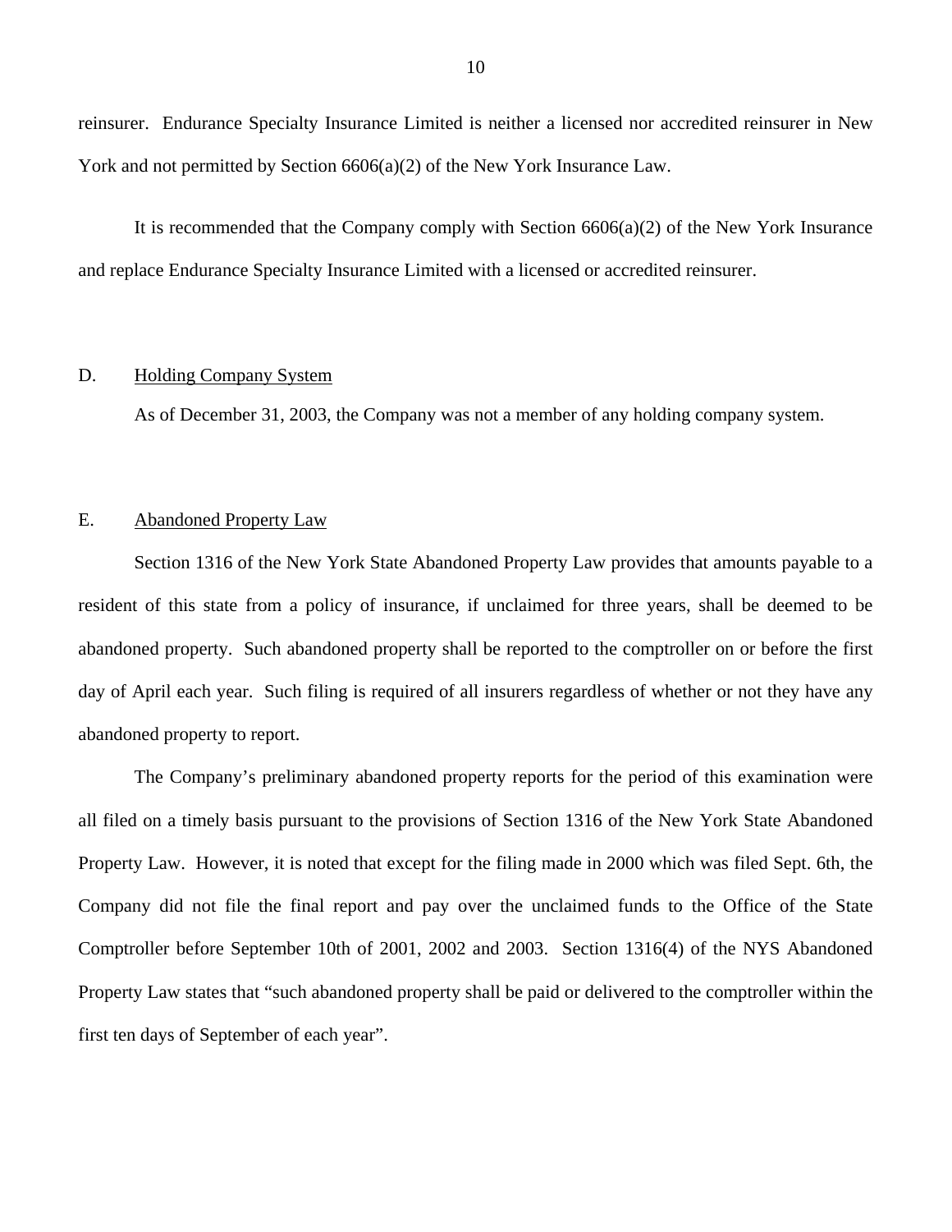reinsurer. Endurance Specialty Insurance Limited is neither a licensed nor accredited reinsurer in New York and not permitted by Section 6606(a)(2) of the New York Insurance Law.

It is recommended that the Company comply with Section 6606(a)(2) of the New York Insurance and replace Endurance Specialty Insurance Limited with a licensed or accredited reinsurer.

## D. Holding Company System

As of December 31, 2003, the Company was not a member of any holding company system.

## E. Abandoned Property Law

Section 1316 of the New York State Abandoned Property Law provides that amounts payable to a resident of this state from a policy of insurance, if unclaimed for three years, shall be deemed to be abandoned property. Such abandoned property shall be reported to the comptroller on or before the first day of April each year. Such filing is required of all insurers regardless of whether or not they have any abandoned property to report.

The Company's preliminary abandoned property reports for the period of this examination were all filed on a timely basis pursuant to the provisions of Section 1316 of the New York State Abandoned Property Law. However, it is noted that except for the filing made in 2000 which was filed Sept. 6th, the Company did not file the final report and pay over the unclaimed funds to the Office of the State Comptroller before September 10th of 2001, 2002 and 2003. Section 1316(4) of the NYS Abandoned Property Law states that "such abandoned property shall be paid or delivered to the comptroller within the first ten days of September of each year".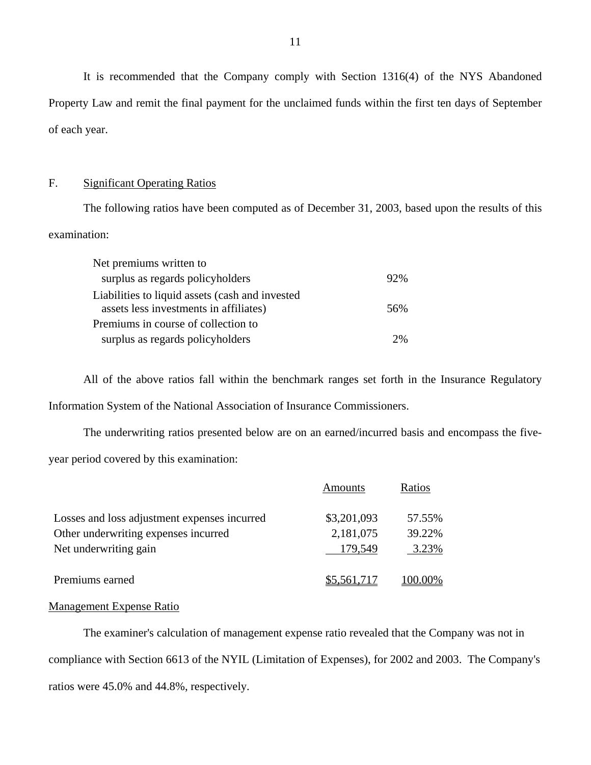It is recommended that the Company comply with Section 1316(4) of the NYS Abandoned Property Law and remit the final payment for the unclaimed funds within the first ten days of September of each year.

## F. Significant Operating Ratios

The following ratios have been computed as of December 31, 2003, based upon the results of this examination:

| | |
|---|---|
| Net premiums written to surplus as regards policyholders | 92% |
| Liabilities to liquid assets (cash and invested assets less investments in affiliates) | 56% |
| Premiums in course of collection to surplus as regards policyholders | 2% |

All of the above ratios fall within the benchmark ranges set forth in the Insurance Regulatory Information System of the National Association of Insurance Commissioners.

The underwriting ratios presented below are on an earned/incurred basis and encompass the five-year period covered by this examination:

| | Amounts | Ratios |
|---|---|---|
| Losses and loss adjustment expenses incurred | $3,201,093 | 57.55% |
| Other underwriting expenses incurred | 2,181,075 | 39.22% |
| Net underwriting gain | 179,549 | 3.23% |
| Premiums earned | $5,561,717 | 100.00% |

Management Expense Ratio

The examiner's calculation of management expense ratio revealed that the Company was not in compliance with Section 6613 of the NYIL (Limitation of Expenses), for 2002 and 2003. The Company's ratios were 45.0% and 44.8%, respectively.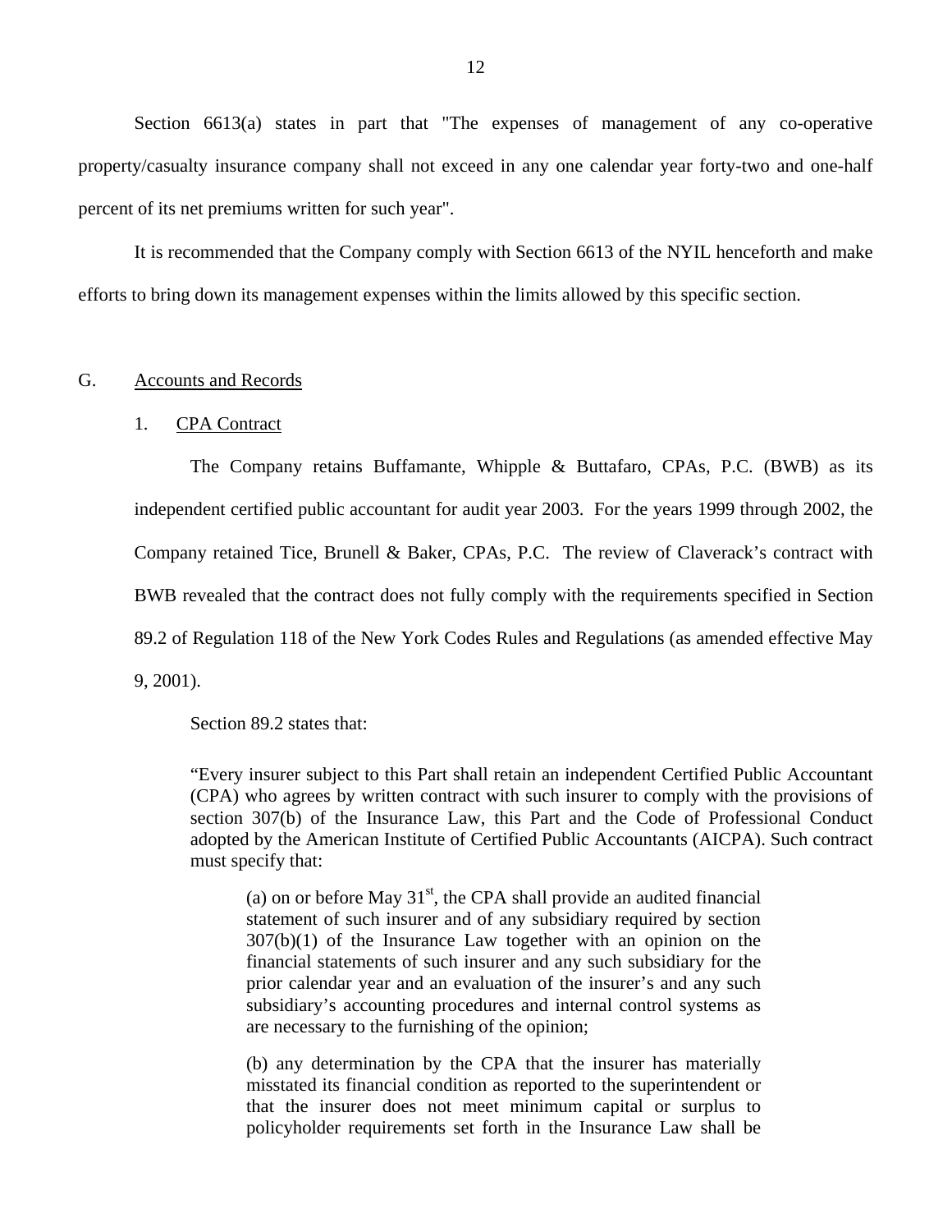Section 6613(a) states in part that "The expenses of management of any co-operative property/casualty insurance company shall not exceed in any one calendar year forty-two and one-half percent of its net premiums written for such year".

It is recommended that the Company comply with Section 6613 of the NYIL henceforth and make efforts to bring down its management expenses within the limits allowed by this specific section.

## G. Accounts and Records

### 1. CPA Contract

The Company retains Buffamante, Whipple & Buttafaro, CPAs, P.C. (BWB) as its independent certified public accountant for audit year 2003. For the years 1999 through 2002, the Company retained Tice, Brunell & Baker, CPAs, P.C. The review of Claverack's contract with BWB revealed that the contract does not fully comply with the requirements specified in Section 89.2 of Regulation 118 of the New York Codes Rules and Regulations (as amended effective May 9, 2001).

Section 89.2 states that:

> "Every insurer subject to this Part shall retain an independent Certified Public Accountant (CPA) who agrees by written contract with such insurer to comply with the provisions of section 307(b) of the Insurance Law, this Part and the Code of Professional Conduct adopted by the American Institute of Certified Public Accountants (AICPA). Such contract must specify that:
>
> > (a) on or before May 31st, the CPA shall provide an audited financial statement of such insurer and of any subsidiary required by section 307(b)(1) of the Insurance Law together with an opinion on the financial statements of such insurer and any such subsidiary for the prior calendar year and an evaluation of the insurer's and any such subsidiary's accounting procedures and internal control systems as are necessary to the furnishing of the opinion;
> >
> > (b) any determination by the CPA that the insurer has materially misstated its financial condition as reported to the superintendent or that the insurer does not meet minimum capital or surplus to policyholder requirements set forth in the Insurance Law shall be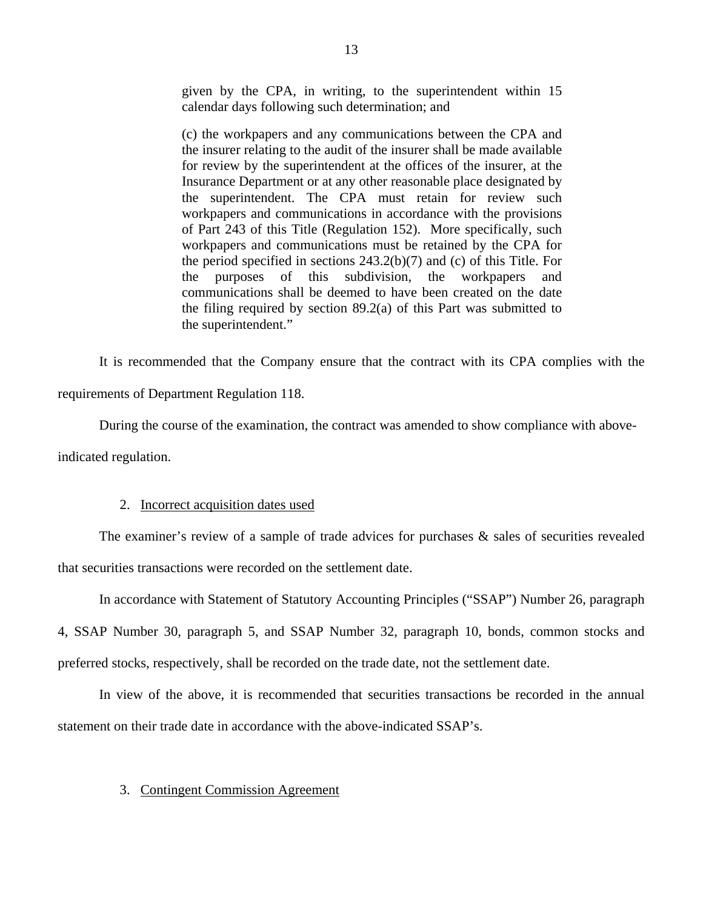> given by the CPA, in writing, to the superintendent within 15 calendar days following such determination; and
>
> (c) the workpapers and any communications between the CPA and the insurer relating to the audit of the insurer shall be made available for review by the superintendent at the offices of the insurer, at the Insurance Department or at any other reasonable place designated by the superintendent. The CPA must retain for review such workpapers and communications in accordance with the provisions of Part 243 of this Title (Regulation 152). More specifically, such workpapers and communications must be retained by the CPA for the period specified in sections 243.2(b)(7) and (c) of this Title. For the purposes of this subdivision, the workpapers and communications shall be deemed to have been created on the date the filing required by section 89.2(a) of this Part was submitted to the superintendent."

It is recommended that the Company ensure that the contract with its CPA complies with the requirements of Department Regulation 118.

During the course of the examination, the contract was amended to show compliance with above-indicated regulation.

2. Incorrect acquisition dates used

The examiner's review of a sample of trade advices for purchases & sales of securities revealed that securities transactions were recorded on the settlement date.

In accordance with Statement of Statutory Accounting Principles ("SSAP") Number 26, paragraph 4, SSAP Number 30, paragraph 5, and SSAP Number 32, paragraph 10, bonds, common stocks and preferred stocks, respectively, shall be recorded on the trade date, not the settlement date.

In view of the above, it is recommended that securities transactions be recorded in the annual statement on their trade date in accordance with the above-indicated SSAP's.

3. Contingent Commission Agreement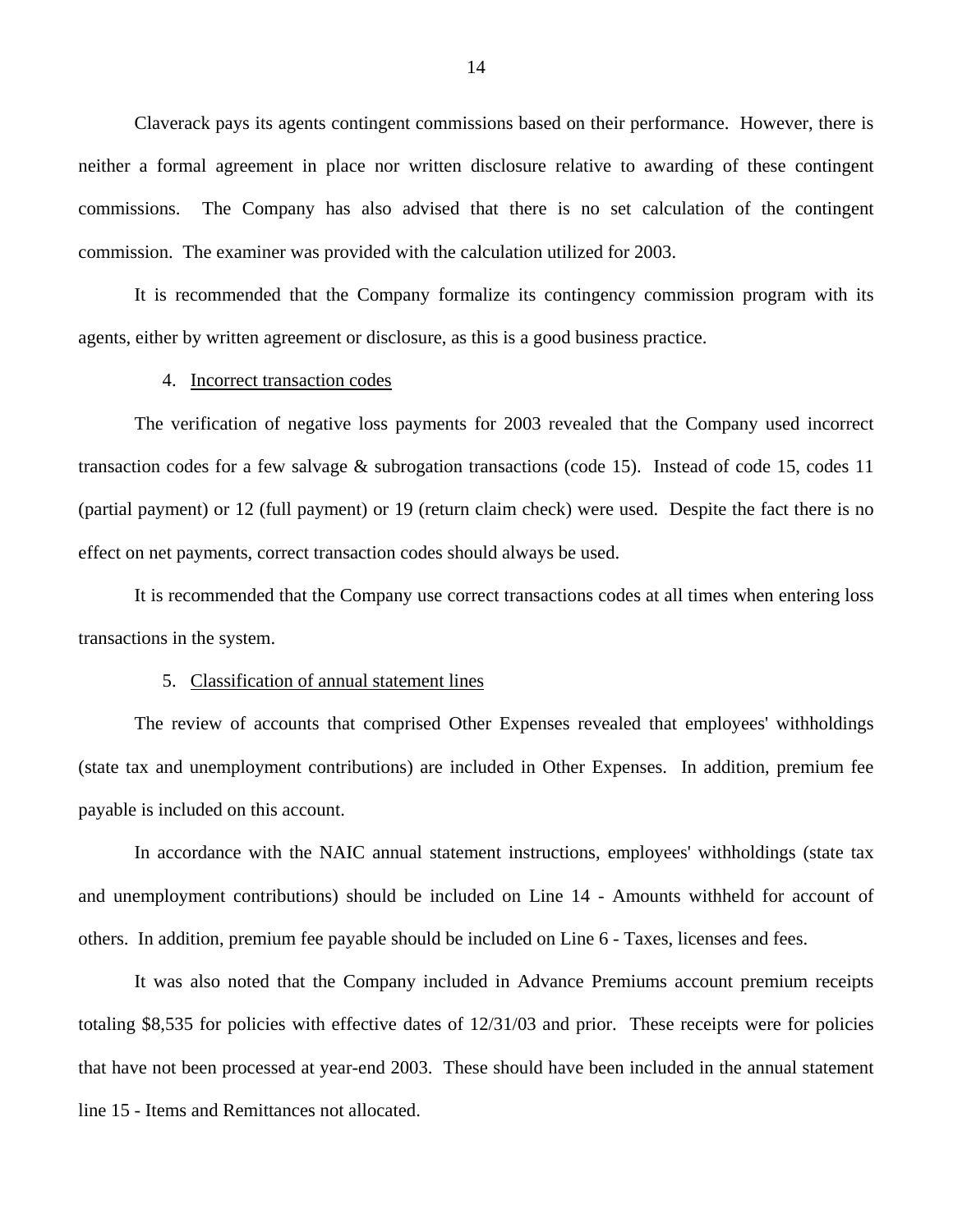Claverack pays its agents contingent commissions based on their performance. However, there is neither a formal agreement in place nor written disclosure relative to awarding of these contingent commissions. The Company has also advised that there is no set calculation of the contingent commission. The examiner was provided with the calculation utilized for 2003.

It is recommended that the Company formalize its contingency commission program with its agents, either by written agreement or disclosure, as this is a good business practice.

4. Incorrect transaction codes

The verification of negative loss payments for 2003 revealed that the Company used incorrect transaction codes for a few salvage & subrogation transactions (code 15). Instead of code 15, codes 11 (partial payment) or 12 (full payment) or 19 (return claim check) were used. Despite the fact there is no effect on net payments, correct transaction codes should always be used.

It is recommended that the Company use correct transactions codes at all times when entering loss transactions in the system.

5. Classification of annual statement lines

The review of accounts that comprised Other Expenses revealed that employees' withholdings (state tax and unemployment contributions) are included in Other Expenses. In addition, premium fee payable is included on this account.

In accordance with the NAIC annual statement instructions, employees' withholdings (state tax and unemployment contributions) should be included on Line 14 - Amounts withheld for account of others. In addition, premium fee payable should be included on Line 6 - Taxes, licenses and fees.

It was also noted that the Company included in Advance Premiums account premium receipts totaling $8,535 for policies with effective dates of 12/31/03 and prior. These receipts were for policies that have not been processed at year-end 2003. These should have been included in the annual statement line 15 - Items and Remittances not allocated.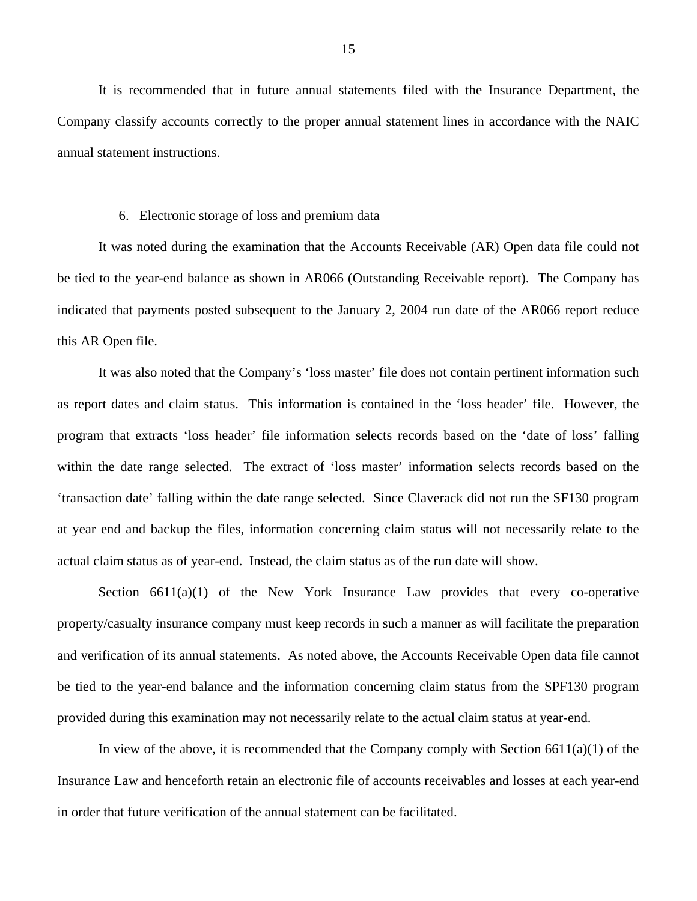It is recommended that in future annual statements filed with the Insurance Department, the Company classify accounts correctly to the proper annual statement lines in accordance with the NAIC annual statement instructions.

6. Electronic storage of loss and premium data

It was noted during the examination that the Accounts Receivable (AR) Open data file could not be tied to the year-end balance as shown in AR066 (Outstanding Receivable report). The Company has indicated that payments posted subsequent to the January 2, 2004 run date of the AR066 report reduce this AR Open file.

It was also noted that the Company's 'loss master' file does not contain pertinent information such as report dates and claim status. This information is contained in the 'loss header' file. However, the program that extracts 'loss header' file information selects records based on the 'date of loss' falling within the date range selected. The extract of 'loss master' information selects records based on the 'transaction date' falling within the date range selected. Since Claverack did not run the SF130 program at year end and backup the files, information concerning claim status will not necessarily relate to the actual claim status as of year-end. Instead, the claim status as of the run date will show.

Section 6611(a)(1) of the New York Insurance Law provides that every co-operative property/casualty insurance company must keep records in such a manner as will facilitate the preparation and verification of its annual statements. As noted above, the Accounts Receivable Open data file cannot be tied to the year-end balance and the information concerning claim status from the SPF130 program provided during this examination may not necessarily relate to the actual claim status at year-end.

In view of the above, it is recommended that the Company comply with Section 6611(a)(1) of the Insurance Law and henceforth retain an electronic file of accounts receivables and losses at each year-end in order that future verification of the annual statement can be facilitated.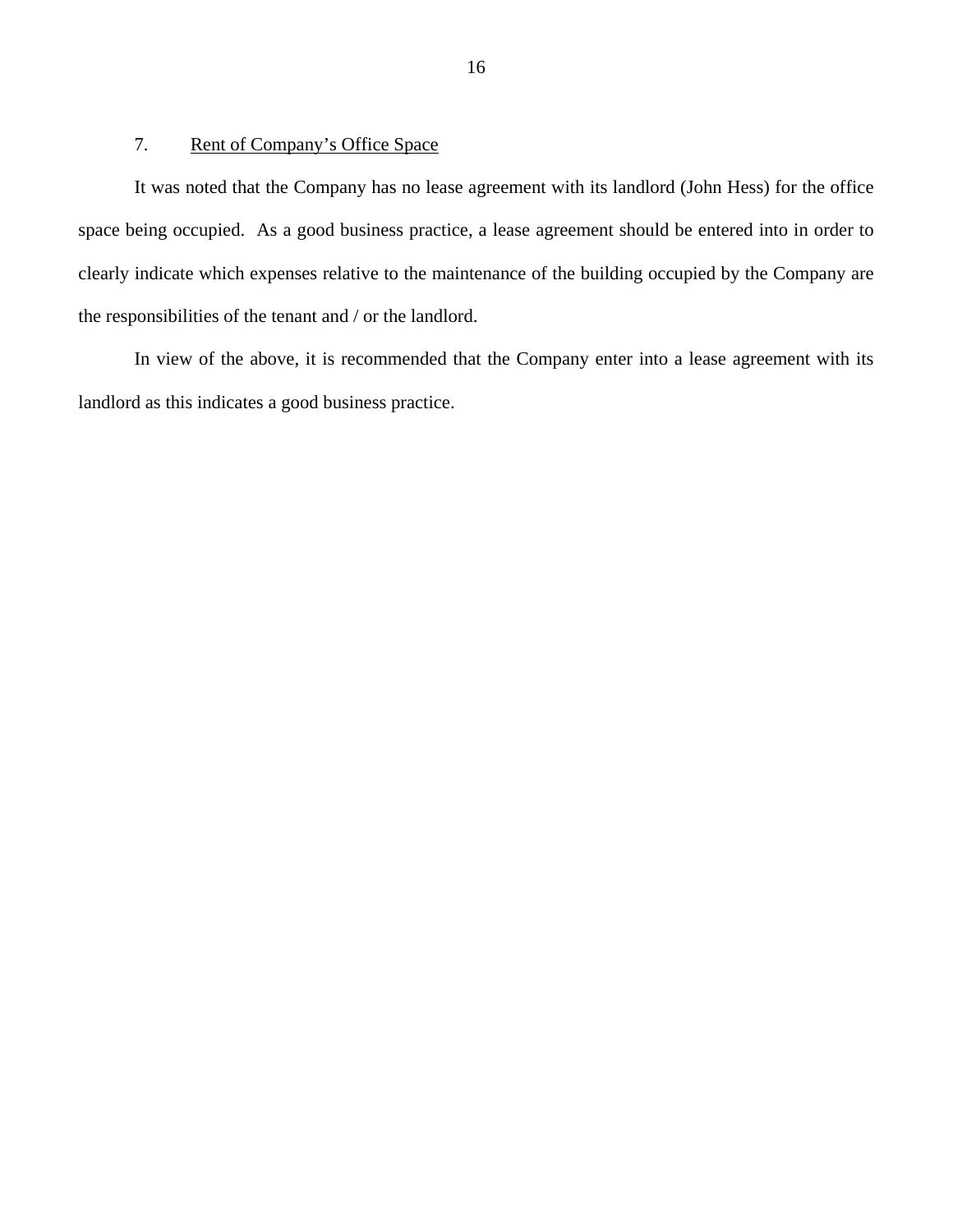## 7. Rent of Company's Office Space

It was noted that the Company has no lease agreement with its landlord (John Hess) for the office space being occupied. As a good business practice, a lease agreement should be entered into in order to clearly indicate which expenses relative to the maintenance of the building occupied by the Company are the responsibilities of the tenant and / or the landlord.

In view of the above, it is recommended that the Company enter into a lease agreement with its landlord as this indicates a good business practice.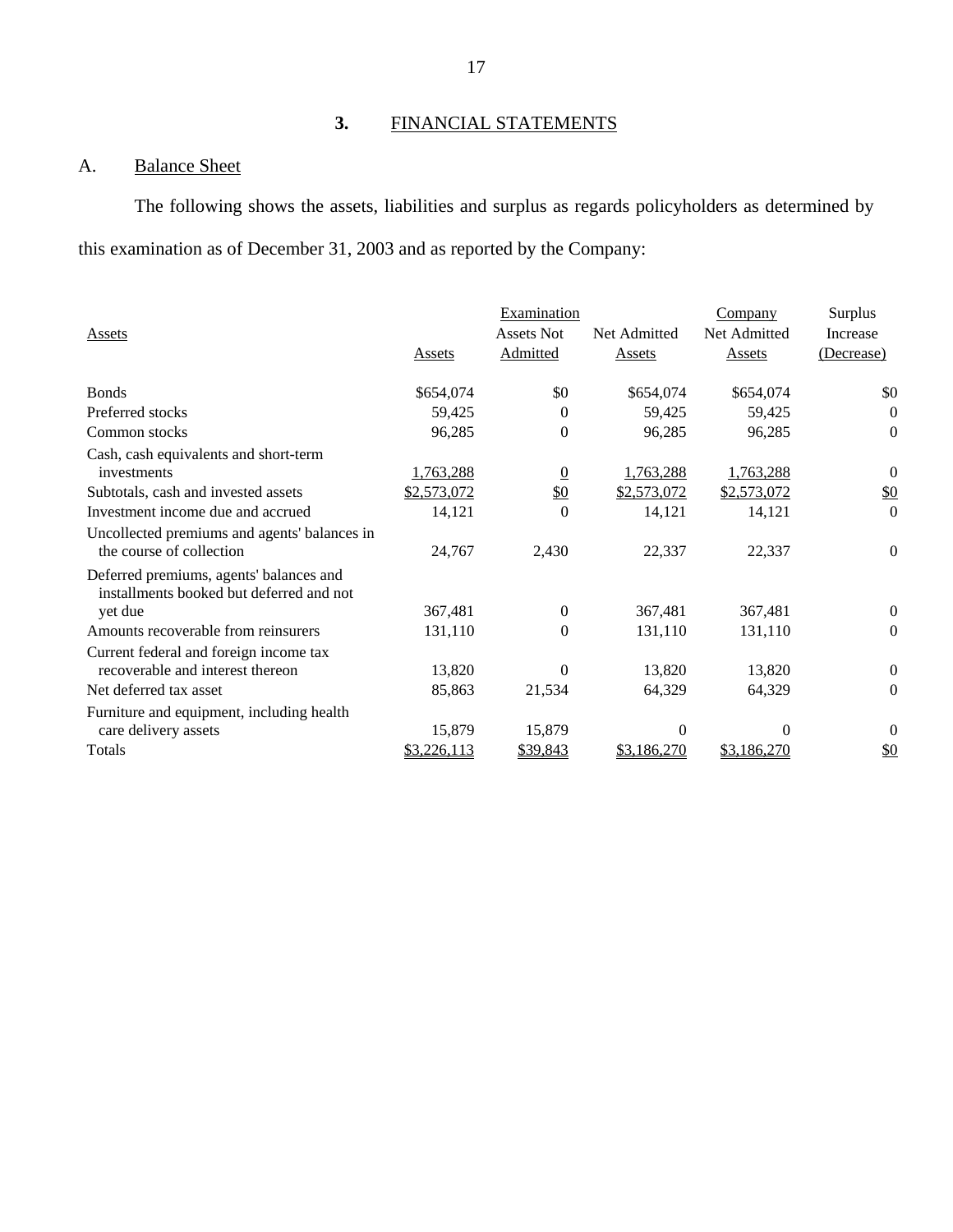## 3. FINANCIAL STATEMENTS

### A. Balance Sheet

The following shows the assets, liabilities and surplus as regards policyholders as determined by this examination as of December 31, 2003 and as reported by the Company:

| Assets | Assets | Examination Assets Not Admitted | Net Admitted Assets | Company Net Admitted Assets | Surplus Increase (Decrease) |
|---|---|---|---|---|---|
| Bonds | $654,074 | $0 | $654,074 | $654,074 | $0 |
| Preferred stocks | 59,425 | 0 | 59,425 | 59,425 | 0 |
| Common stocks | 96,285 | 0 | 96,285 | 96,285 | 0 |
| Cash, cash equivalents and short-term investments | 1,763,288 | 0 | 1,763,288 | 1,763,288 | 0 |
| Subtotals, cash and invested assets | $2,573,072 | $0 | $2,573,072 | $2,573,072 | $0 |
| Investment income due and accrued | 14,121 | 0 | 14,121 | 14,121 | 0 |
| Uncollected premiums and agents' balances in the course of collection | 24,767 | 2,430 | 22,337 | 22,337 | 0 |
| Deferred premiums, agents' balances and installments booked but deferred and not yet due | 367,481 | 0 | 367,481 | 367,481 | 0 |
| Amounts recoverable from reinsurers | 131,110 | 0 | 131,110 | 131,110 | 0 |
| Current federal and foreign income tax recoverable and interest thereon | 13,820 | 0 | 13,820 | 13,820 | 0 |
| Net deferred tax asset | 85,863 | 21,534 | 64,329 | 64,329 | 0 |
| Furniture and equipment, including health care delivery assets | 15,879 | 15,879 | 0 | 0 | 0 |
| Totals | $3,226,113 | $39,843 | $3,186,270 | $3,186,270 | $0 |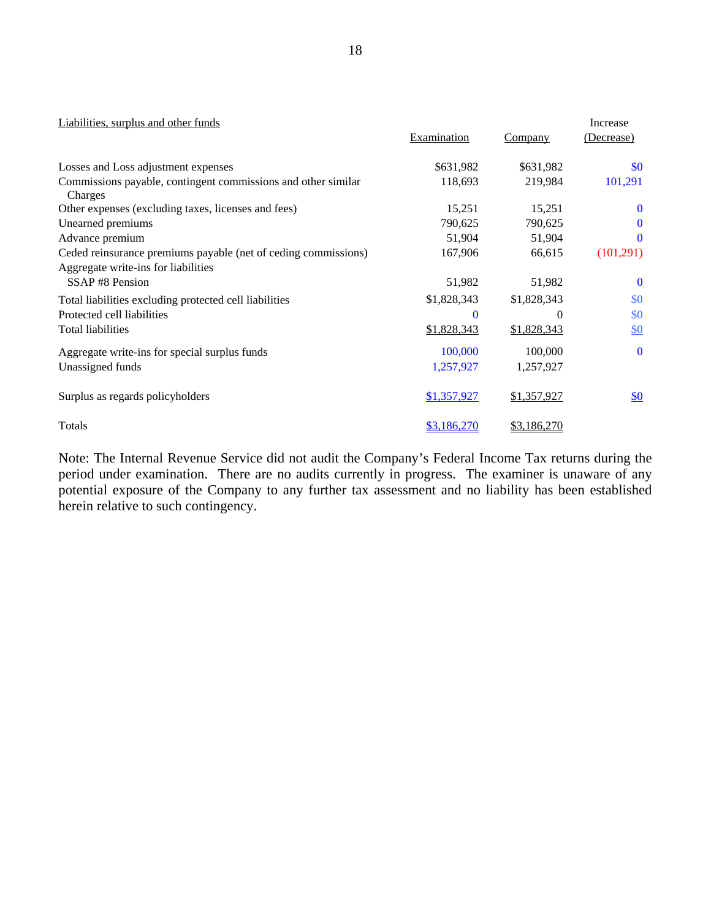| Liabilities, surplus and other funds | Examination | Company | Increase (Decrease) |
|---|---|---|---|
| Losses and Loss adjustment expenses | $631,982 | $631,982 | $0 |
| Commissions payable, contingent commissions and other similar Charges | 118,693 | 219,984 | 101,291 |
| Other expenses (excluding taxes, licenses and fees) | 15,251 | 15,251 | 0 |
| Unearned premiums | 790,625 | 790,625 | 0 |
| Advance premium | 51,904 | 51,904 | 0 |
| Ceded reinsurance premiums payable (net of ceding commissions) | 167,906 | 66,615 | (101,291) |
| Aggregate write-ins for liabilities | | | |
| SSAP #8 Pension | 51,982 | 51,982 | 0 |
| Total liabilities excluding protected cell liabilities | $1,828,343 | $1,828,343 | $0 |
| Protected cell liabilities | 0 | 0 | $0 |
| Total liabilities | $1,828,343 | $1,828,343 | $0 |
| Aggregate write-ins for special surplus funds | 100,000 | 100,000 | 0 |
| Unassigned funds | 1,257,927 | 1,257,927 | |
| Surplus as regards policyholders | $1,357,927 | $1,357,927 | $0 |
| Totals | $3,186,270 | $3,186,270 | |

Note: The Internal Revenue Service did not audit the Company's Federal Income Tax returns during the period under examination. There are no audits currently in progress. The examiner is unaware of any potential exposure of the Company to any further tax assessment and no liability has been established herein relative to such contingency.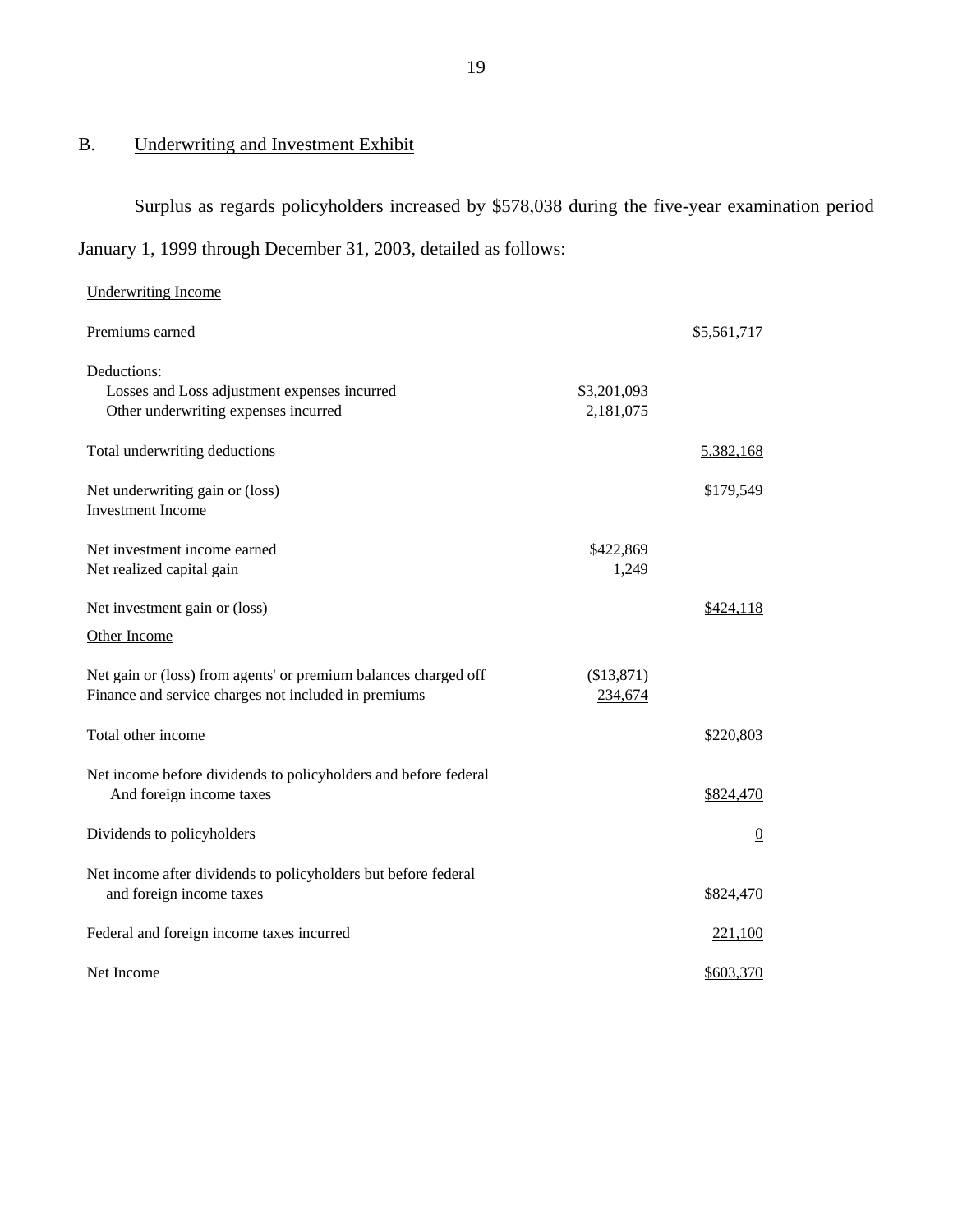## B. Underwriting and Investment Exhibit

Surplus as regards policyholders increased by $578,038 during the five-year examination period January 1, 1999 through December 31, 2003, detailed as follows:

| | | |
|---|---|---|
| Underwriting Income | | |
| Premiums earned | | $5,561,717 |
| Deductions: | | |
| Losses and Loss adjustment expenses incurred | $3,201,093 | |
| Other underwriting expenses incurred | 2,181,075 | |
| Total underwriting deductions | | 5,382,168 |
| Net underwriting gain or (loss) | | $179,549 |
| Investment Income | | |
| Net investment income earned | $422,869 | |
| Net realized capital gain | 1,249 | |
| Net investment gain or (loss) | | $424,118 |
| Other Income | | |
| Net gain or (loss) from agents' or premium balances charged off | ($13,871) | |
| Finance and service charges not included in premiums | 234,674 | |
| Total other income | | $220,803 |
| Net income before dividends to policyholders and before federal And foreign income taxes | | $824,470 |
| Dividends to policyholders | | 0 |
| Net income after dividends to policyholders but before federal and foreign income taxes | | $824,470 |
| Federal and foreign income taxes incurred | | 221,100 |
| Net Income | | $603,370 |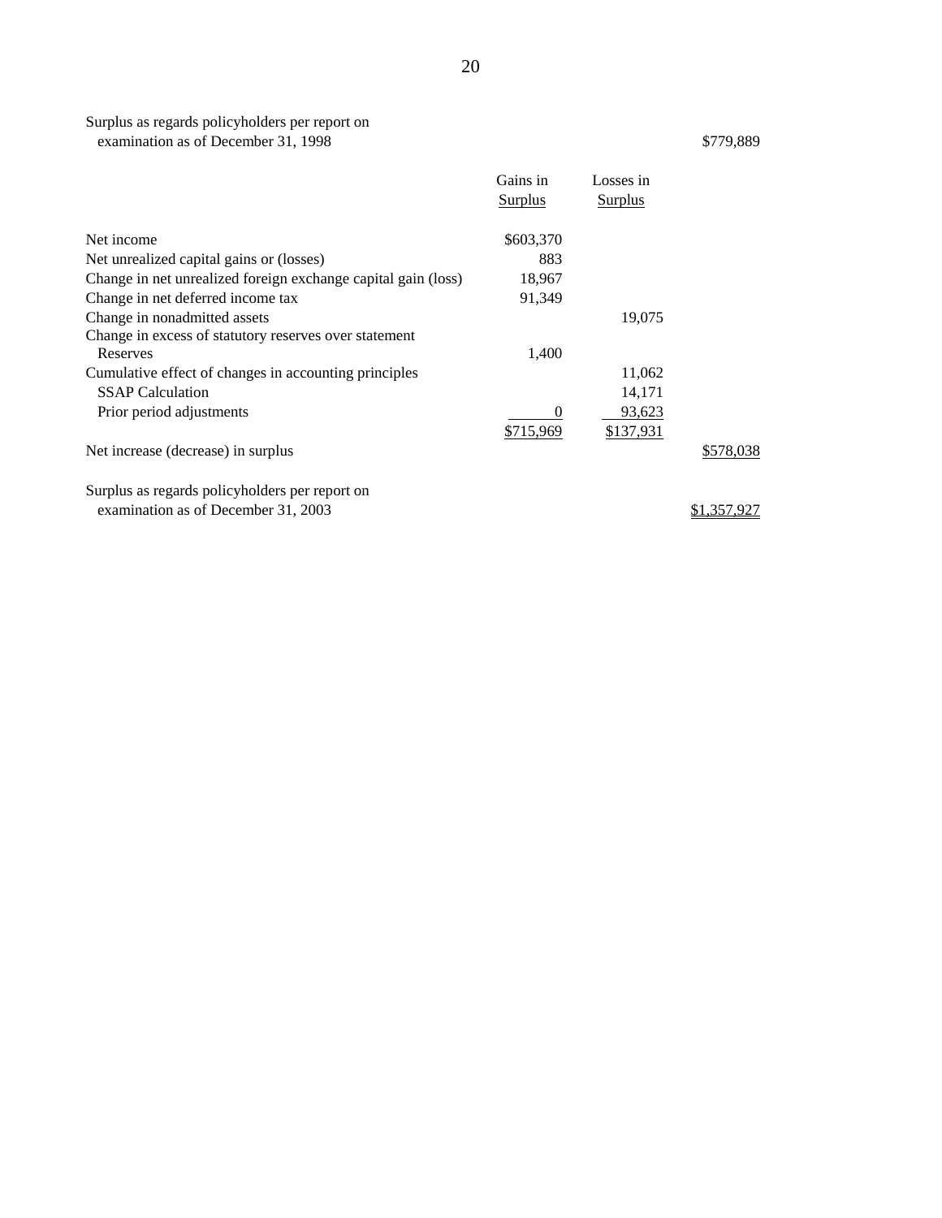| | Gains in Surplus | Losses in Surplus | |
|---|---|---|---|
| Surplus as regards policyholders per report on examination as of December 31, 1998 | | | $779,889 |
| Net income | $603,370 | | |
| Net unrealized capital gains or (losses) | 883 | | |
| Change in net unrealized foreign exchange capital gain (loss) | 18,967 | | |
| Change in net deferred income tax | 91,349 | | |
| Change in nonadmitted assets | | 19,075 | |
| Change in excess of statutory reserves over statement Reserves | 1,400 | | |
| Cumulative effect of changes in accounting principles | | 11,062 | |
| SSAP Calculation | | 14,171 | |
| Prior period adjustments | 0 | 93,623 | |
| | $715,969 | $137,931 | |
| Net increase (decrease) in surplus | | | $578,038 |
| Surplus as regards policyholders per report on examination as of December 31, 2003 | | | $1,357,927 |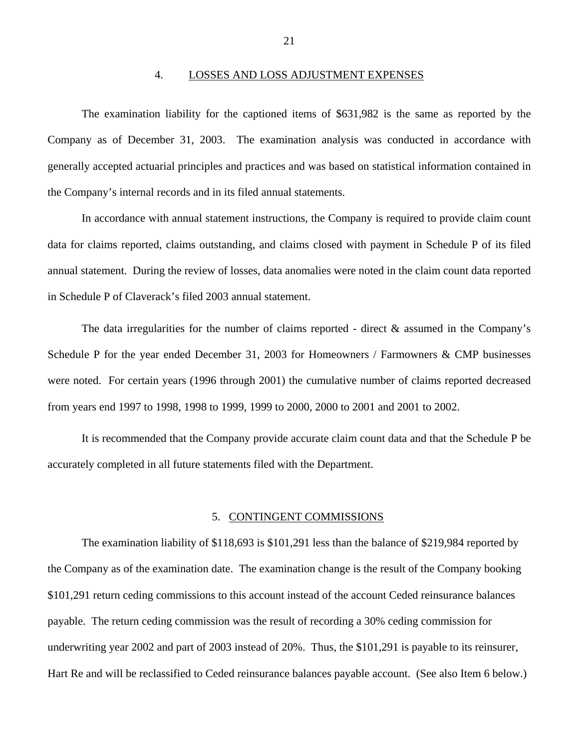## 4. LOSSES AND LOSS ADJUSTMENT EXPENSES

The examination liability for the captioned items of $631,982 is the same as reported by the Company as of December 31, 2003. The examination analysis was conducted in accordance with generally accepted actuarial principles and practices and was based on statistical information contained in the Company's internal records and in its filed annual statements.

In accordance with annual statement instructions, the Company is required to provide claim count data for claims reported, claims outstanding, and claims closed with payment in Schedule P of its filed annual statement. During the review of losses, data anomalies were noted in the claim count data reported in Schedule P of Claverack's filed 2003 annual statement.

The data irregularities for the number of claims reported - direct & assumed in the Company's Schedule P for the year ended December 31, 2003 for Homeowners / Farmowners & CMP businesses were noted. For certain years (1996 through 2001) the cumulative number of claims reported decreased from years end 1997 to 1998, 1998 to 1999, 1999 to 2000, 2000 to 2001 and 2001 to 2002.

It is recommended that the Company provide accurate claim count data and that the Schedule P be accurately completed in all future statements filed with the Department.

## 5. CONTINGENT COMMISSIONS

The examination liability of $118,693 is $101,291 less than the balance of $219,984 reported by the Company as of the examination date. The examination change is the result of the Company booking $101,291 return ceding commissions to this account instead of the account Ceded reinsurance balances payable. The return ceding commission was the result of recording a 30% ceding commission for underwriting year 2002 and part of 2003 instead of 20%. Thus, the $101,291 is payable to its reinsurer, Hart Re and will be reclassified to Ceded reinsurance balances payable account. (See also Item 6 below.)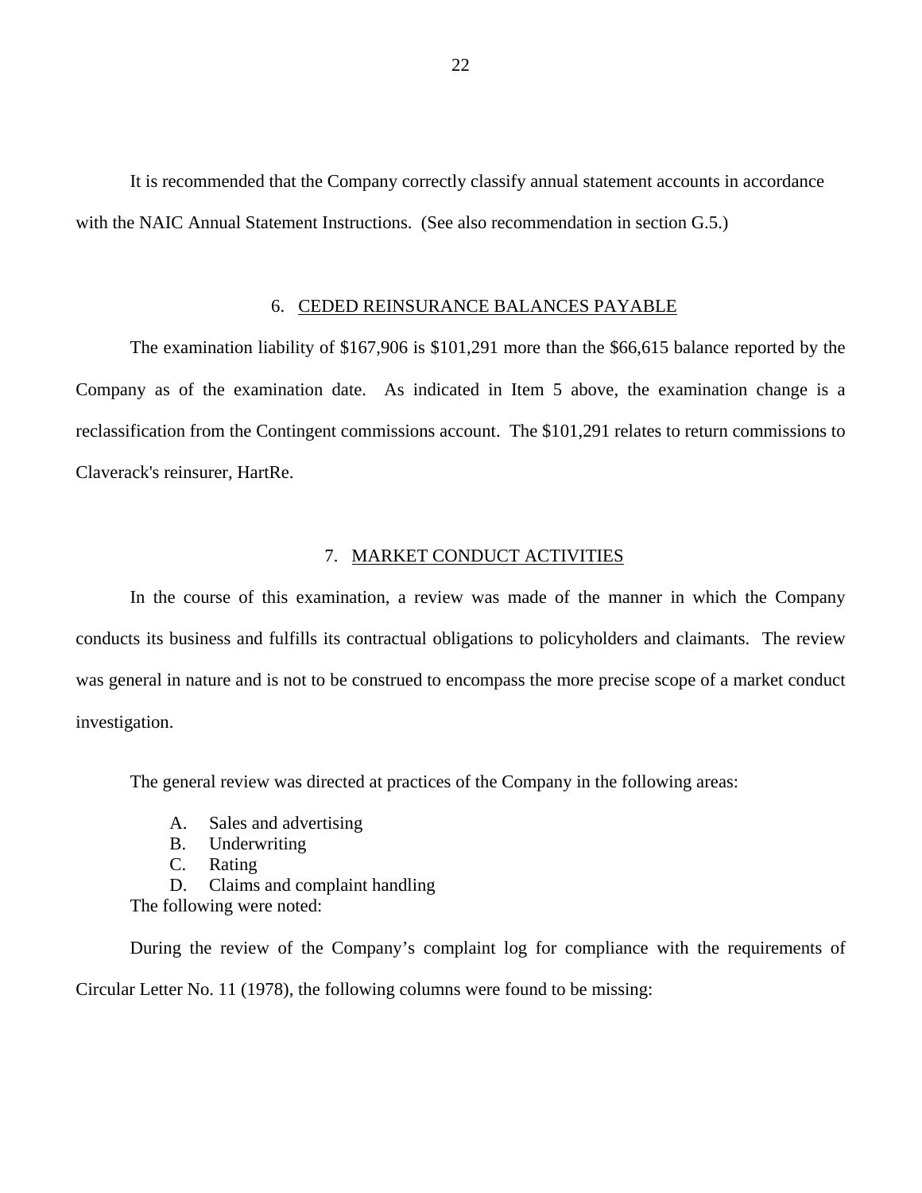It is recommended that the Company correctly classify annual statement accounts in accordance with the NAIC Annual Statement Instructions. (See also recommendation in section G.5.)

### 6. CEDED REINSURANCE BALANCES PAYABLE

The examination liability of $167,906 is $101,291 more than the $66,615 balance reported by the Company as of the examination date. As indicated in Item 5 above, the examination change is a reclassification from the Contingent commissions account. The $101,291 relates to return commissions to Claverack's reinsurer, HartRe.

### 7. MARKET CONDUCT ACTIVITIES

In the course of this examination, a review was made of the manner in which the Company conducts its business and fulfills its contractual obligations to policyholders and claimants. The review was general in nature and is not to be construed to encompass the more precise scope of a market conduct investigation.

The general review was directed at practices of the Company in the following areas:

A. Sales and advertising
B. Underwriting
C. Rating
D. Claims and complaint handling

The following were noted:

During the review of the Company's complaint log for compliance with the requirements of Circular Letter No. 11 (1978), the following columns were found to be missing: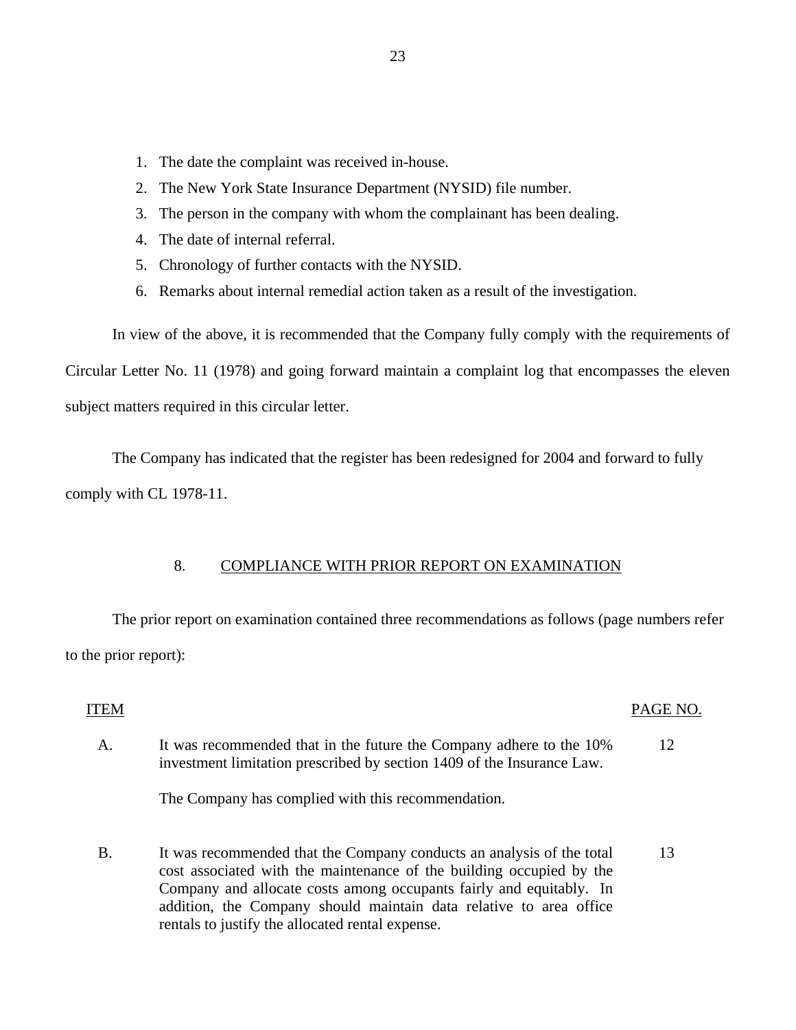1. The date the complaint was received in-house.
2. The New York State Insurance Department (NYSID) file number.
3. The person in the company with whom the complainant has been dealing.
4. The date of internal referral.
5. Chronology of further contacts with the NYSID.
6. Remarks about internal remedial action taken as a result of the investigation.

In view of the above, it is recommended that the Company fully comply with the requirements of Circular Letter No. 11 (1978) and going forward maintain a complaint log that encompasses the eleven subject matters required in this circular letter.

The Company has indicated that the register has been redesigned for 2004 and forward to fully comply with CL 1978-11.

## 8. COMPLIANCE WITH PRIOR REPORT ON EXAMINATION

The prior report on examination contained three recommendations as follows (page numbers refer to the prior report):

| ITEM | | PAGE NO. |
|---|---|---|
| A. | It was recommended that in the future the Company adhere to the 10% investment limitation prescribed by section 1409 of the Insurance Law.<br><br>The Company has complied with this recommendation. | 12 |
| B. | It was recommended that the Company conducts an analysis of the total cost associated with the maintenance of the building occupied by the Company and allocate costs among occupants fairly and equitably. In addition, the Company should maintain data relative to area office rentals to justify the allocated rental expense. | 13 |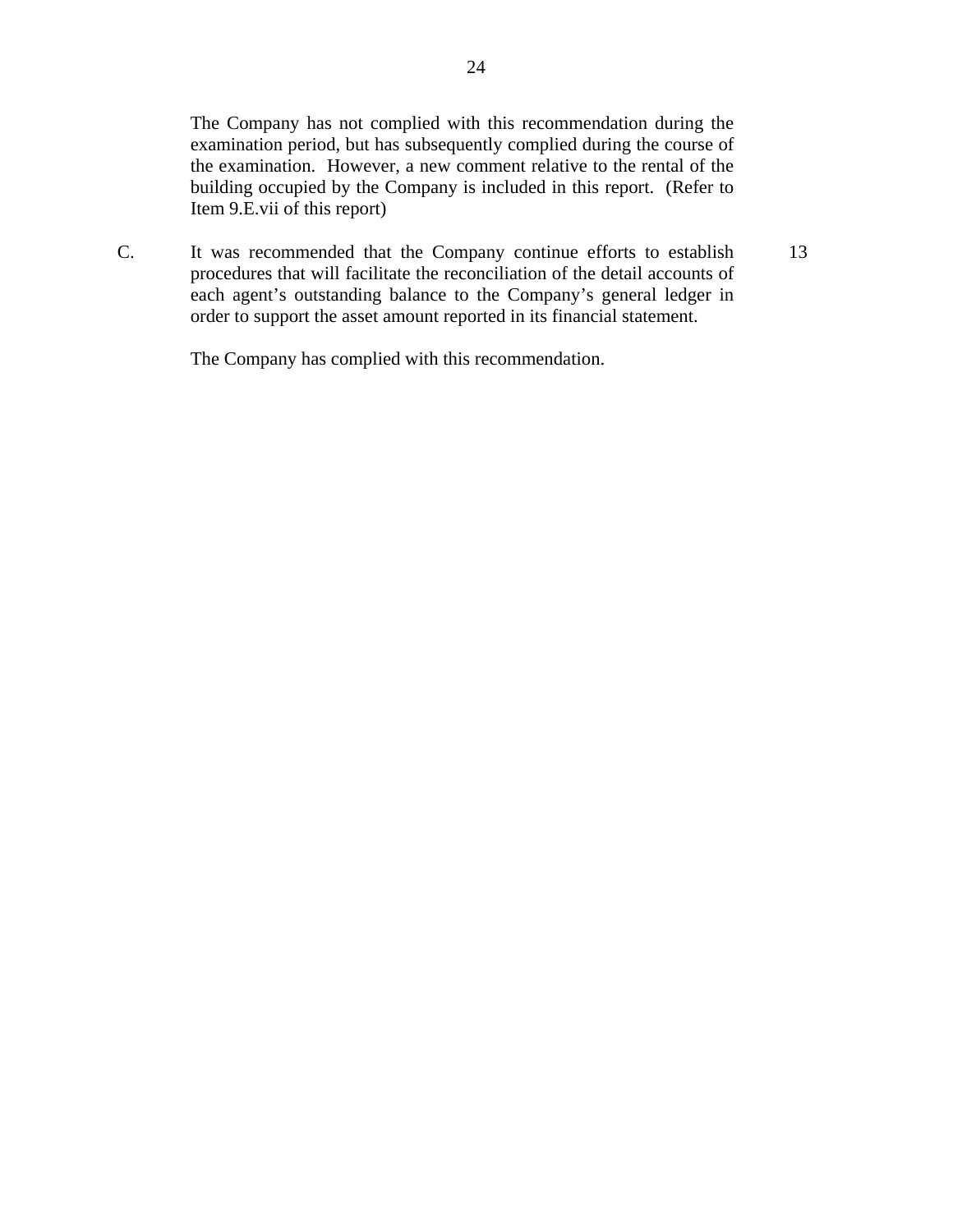The Company has not complied with this recommendation during the examination period, but has subsequently complied during the course of the examination. However, a new comment relative to the rental of the building occupied by the Company is included in this report. (Refer to Item 9.E.vii of this report)

C. It was recommended that the Company continue efforts to establish procedures that will facilitate the reconciliation of the detail accounts of each agent's outstanding balance to the Company's general ledger in order to support the asset amount reported in its financial statement. 13

The Company has complied with this recommendation.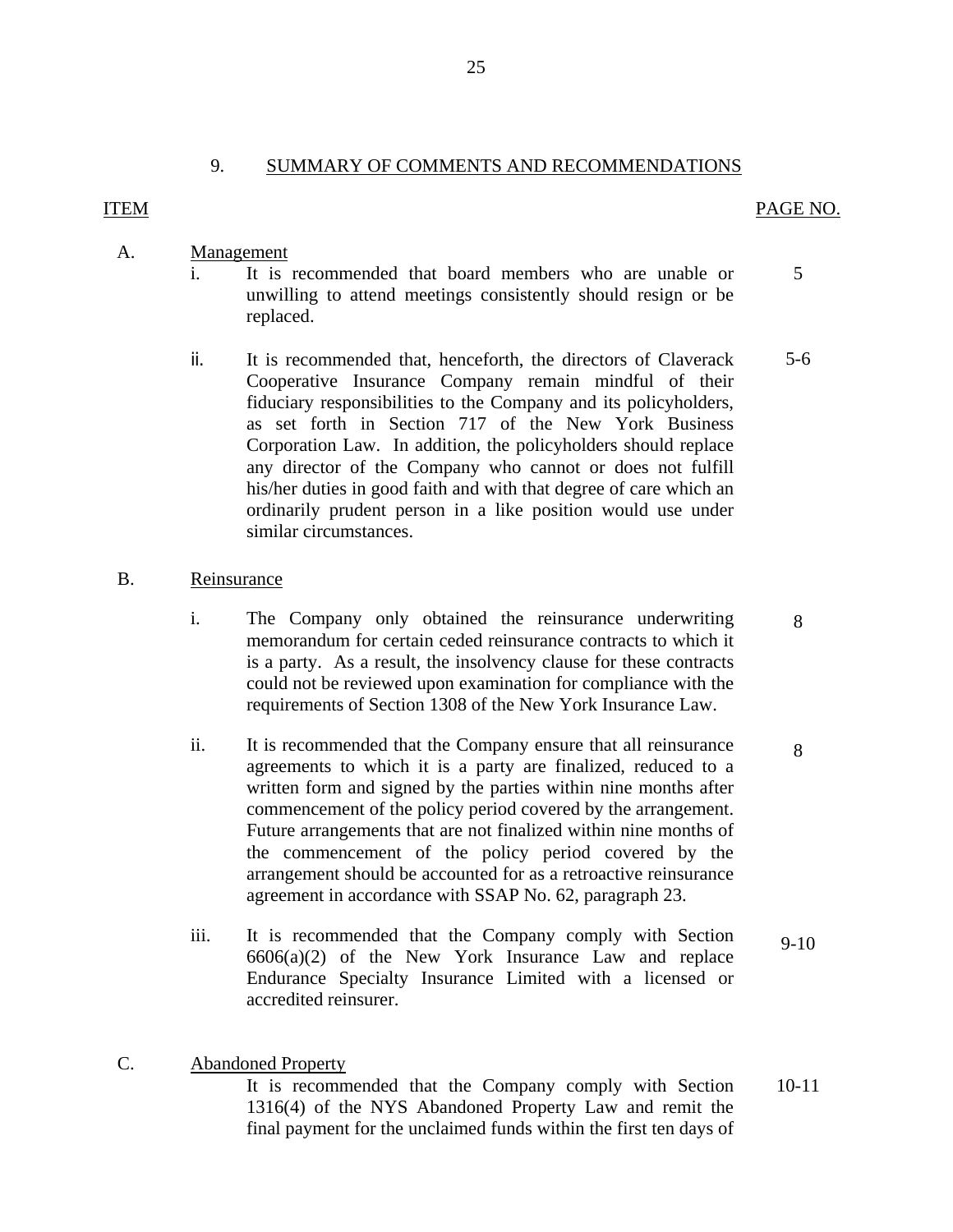## 9. SUMMARY OF COMMENTS AND RECOMMENDATIONS

| ITEM | | | PAGE NO. |
|---|---|---|---|
| A. | Management | | |
| | i. | It is recommended that board members who are unable or unwilling to attend meetings consistently should resign or be replaced. | 5 |
| | ii. | It is recommended that, henceforth, the directors of Claverack Cooperative Insurance Company remain mindful of their fiduciary responsibilities to the Company and its policyholders, as set forth in Section 717 of the New York Business Corporation Law. In addition, the policyholders should replace any director of the Company who cannot or does not fulfill his/her duties in good faith and with that degree of care which an ordinarily prudent person in a like position would use under similar circumstances. | 5-6 |
| B. | Reinsurance | | |
| | i. | The Company only obtained the reinsurance underwriting memorandum for certain ceded reinsurance contracts to which it is a party. As a result, the insolvency clause for these contracts could not be reviewed upon examination for compliance with the requirements of Section 1308 of the New York Insurance Law. | 8 |
| | ii. | It is recommended that the Company ensure that all reinsurance agreements to which it is a party are finalized, reduced to a written form and signed by the parties within nine months after commencement of the policy period covered by the arrangement. Future arrangements that are not finalized within nine months of the commencement of the policy period covered by the arrangement should be accounted for as a retroactive reinsurance agreement in accordance with SSAP No. 62, paragraph 23. | 8 |
| | iii. | It is recommended that the Company comply with Section 6606(a)(2) of the New York Insurance Law and replace Endurance Specialty Insurance Limited with a licensed or accredited reinsurer. | 9-10 |
| C. | Abandoned Property | | |
| | | It is recommended that the Company comply with Section 1316(4) of the NYS Abandoned Property Law and remit the final payment for the unclaimed funds within the first ten days of | 10-11 |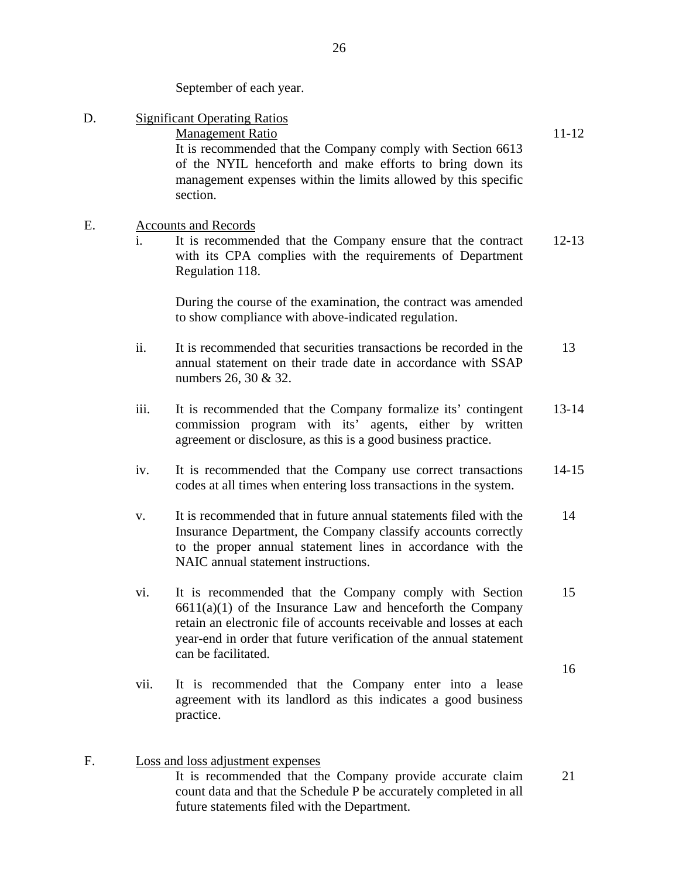September of each year.

| | | | Page No(s). |
|---|---|---|---|
| D. | Significant Operating Ratios | | |
| | | Management Ratio<br>It is recommended that the Company comply with Section 6613 of the NYIL henceforth and make efforts to bring down its management expenses within the limits allowed by this specific section. | 11-12 |
| E. | Accounts and Records | | |
| | i. | It is recommended that the Company ensure that the contract with its CPA complies with the requirements of Department Regulation 118.<br><br>During the course of the examination, the contract was amended to show compliance with above-indicated regulation. | 12-13 |
| | ii. | It is recommended that securities transactions be recorded in the annual statement on their trade date in accordance with SSAP numbers 26, 30 & 32. | 13 |
| | iii. | It is recommended that the Company formalize its' contingent commission program with its' agents, either by written agreement or disclosure, as this is a good business practice. | 13-14 |
| | iv. | It is recommended that the Company use correct transactions codes at all times when entering loss transactions in the system. | 14-15 |
| | v. | It is recommended that in future annual statements filed with the Insurance Department, the Company classify accounts correctly to the proper annual statement lines in accordance with the NAIC annual statement instructions. | 14 |
| | vi. | It is recommended that the Company comply with Section 6611(a)(1) of the Insurance Law and henceforth the Company retain an electronic file of accounts receivable and losses at each year-end in order that future verification of the annual statement can be facilitated. | 15 |
| | vii. | It is recommended that the Company enter into a lease agreement with its landlord as this indicates a good business practice. | 16 |
| F. | Loss and loss adjustment expenses | | |
| | | It is recommended that the Company provide accurate claim count data and that the Schedule P be accurately completed in all future statements filed with the Department. | 21 |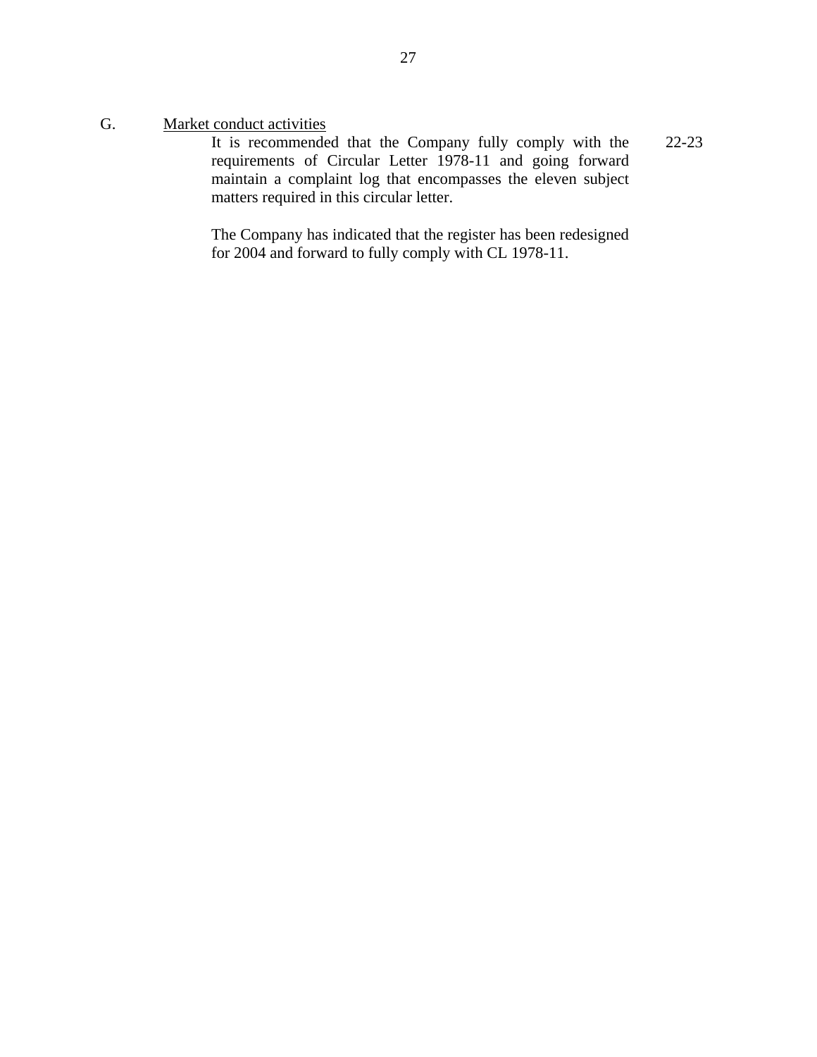G. <u>Market conduct activities</u>

| | |
|---|---|
| It is recommended that the Company fully comply with the requirements of Circular Letter 1978-11 and going forward maintain a complaint log that encompasses the eleven subject matters required in this circular letter. | 22-23 |

The Company has indicated that the register has been redesigned for 2004 and forward to fully comply with CL 1978-11.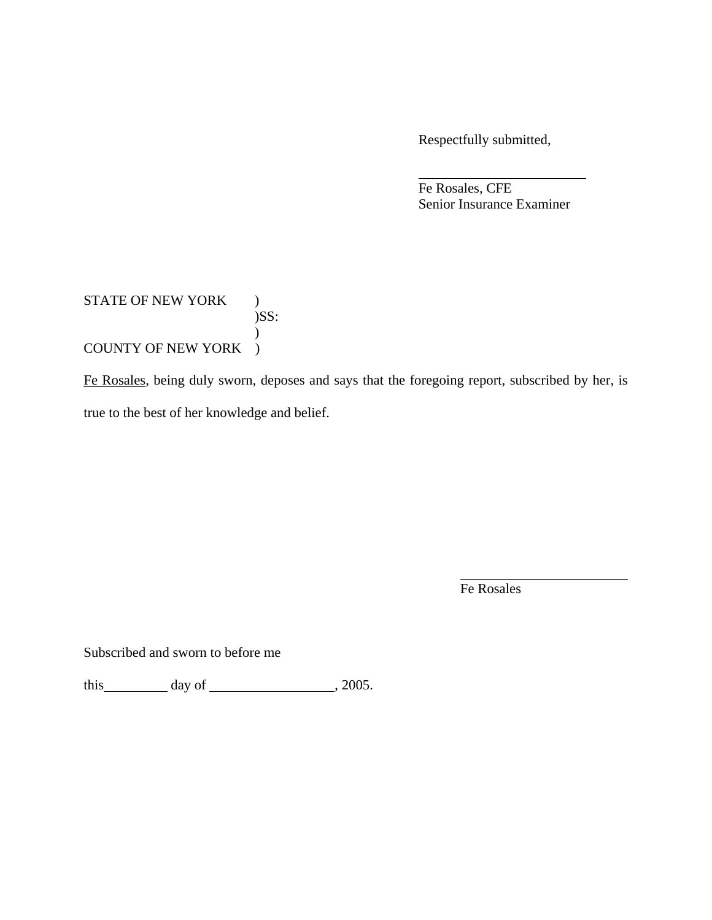Respectfully submitted,

\_\_\_\_\_\_\_\_\_\_\_\_\_\_\_\_\_\_\_\_\_\_\_\_\_\_

Fe Rosales, CFE
Senior Insurance Examiner

STATE OF NEW YORK )
)SS:
)
COUNTY OF NEW YORK )

<u>Fe Rosales</u>, being duly sworn, deposes and says that the foregoing report, subscribed by her, is true to the best of her knowledge and belief.

\_\_\_\_\_\_\_\_\_\_\_\_\_\_\_\_\_\_\_\_\_\_\_\_\_\_

Fe Rosales

Subscribed and sworn to before me

this\_\_\_\_\_\_\_\_\_\_ day of \_\_\_\_\_\_\_\_\_\_\_\_\_\_\_\_\_\_\_, 2005.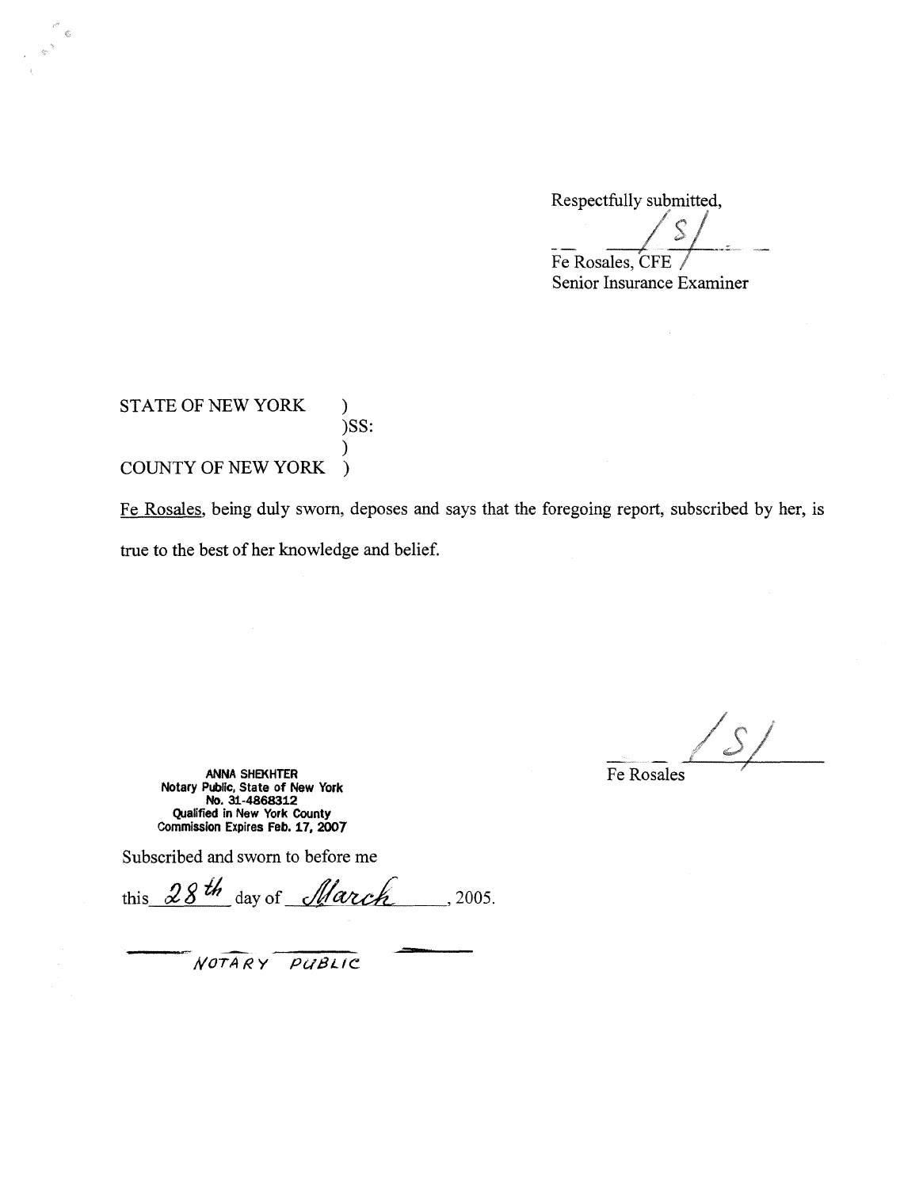Respectfully submitted,

/S/

Fe Rosales, CFE

Senior Insurance Examiner

STATE OF NEW YORK )
)SS:
)
COUNTY OF NEW YORK )

Fe Rosales, being duly sworn, deposes and says that the foregoing report, subscribed by her, is true to the best of her knowledge and belief.

/S/

Fe Rosales

**ANNA SHEKHTER**
**Notary Public, State of New York**
**No. 31-4868312**
**Qualified in New York County**
**Commission Expires Feb. 17, 2007**

Subscribed and sworn to before me

this 28th day of March, 2005.

NOTARY PUBLIC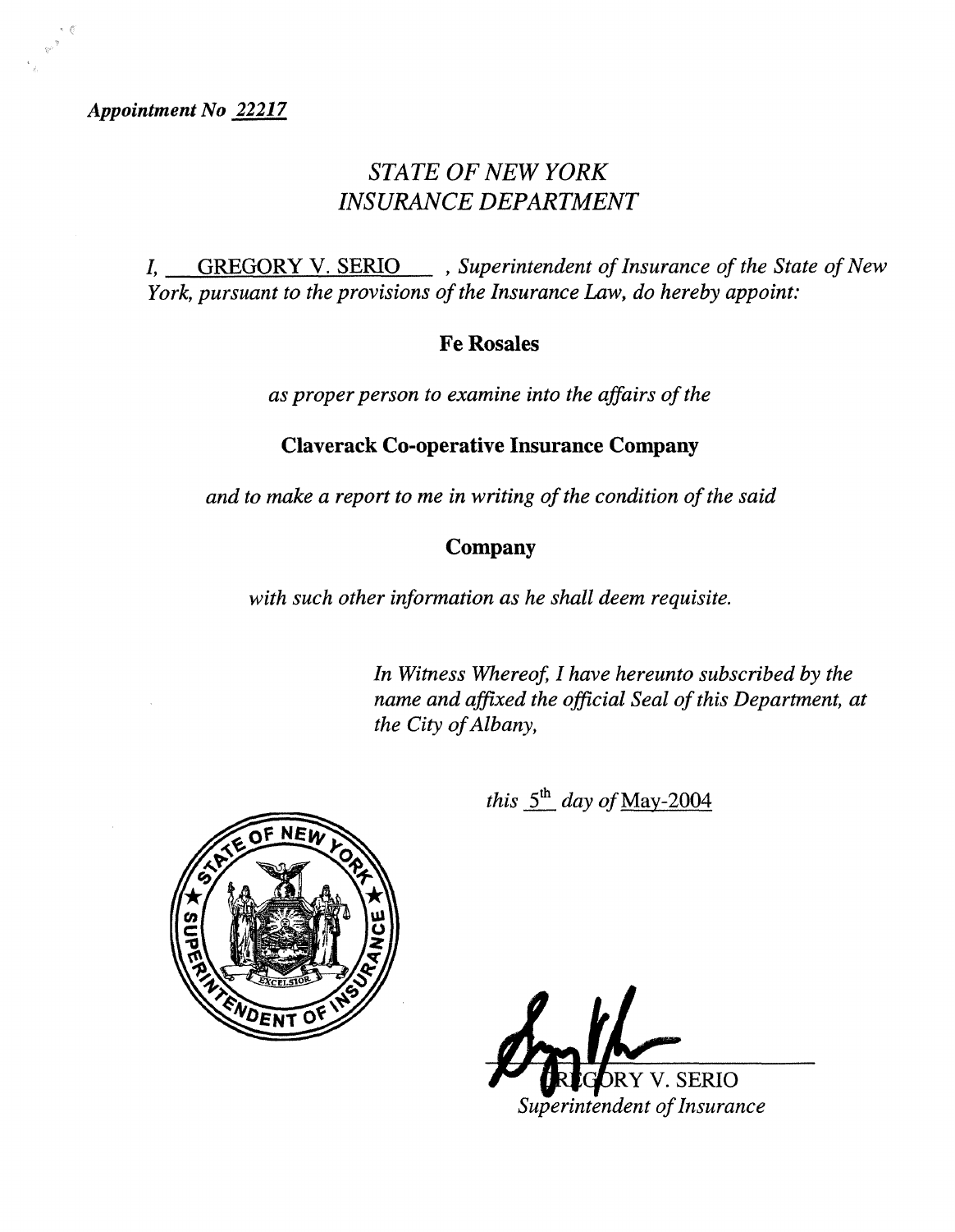*Appointment No* 22217

*STATE OF NEW YORK*
*INSURANCE DEPARTMENT*

*I,* GREGORY V. SERIO *, Superintendent of Insurance of the State of New York, pursuant to the provisions of the Insurance Law, do hereby appoint:*

**Fe Rosales**

*as proper person to examine into the affairs of the*

**Claverack Co-operative Insurance Company**

*and to make a report to me in writing of the condition of the said*

**Company**

*with such other information as he shall deem requisite.*

*In Witness Whereof, I have hereunto subscribed by the name and affixed the official Seal of this Department, at the City of Albany,*

*this* 5th *day of* May-2004

GREGORY V. SERIO
*Superintendent of Insurance*